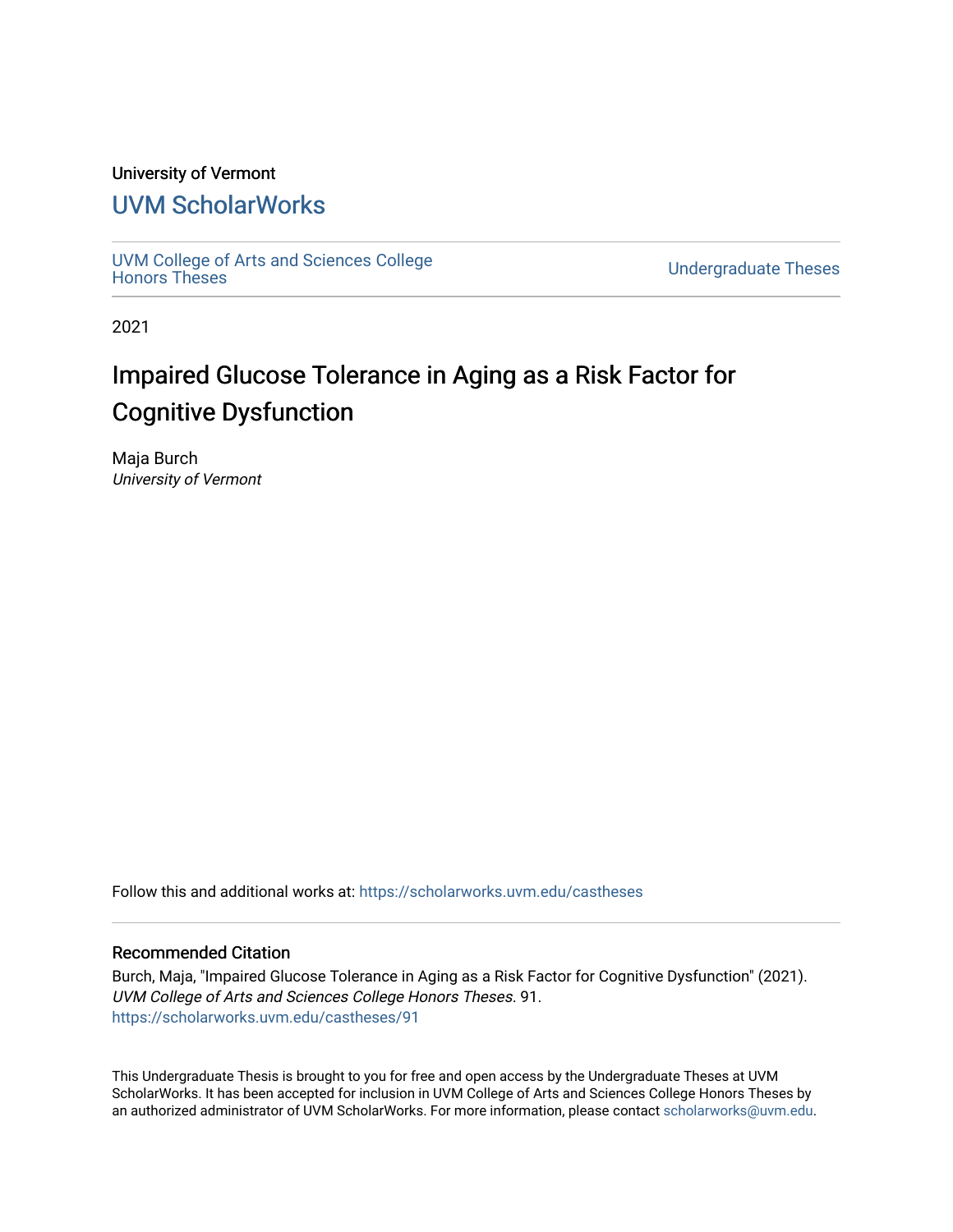University of Vermont

## UVM ScholarWorks

UVM College of Arts and Sciences College Honors Theses

Undergraduate Theses

2021

# Impaired Glucose Tolerance in Aging as a Risk Factor for Cognitive Dysfunction

Maja Burch
*University of Vermont*

Follow this and additional works at: https://scholarworks.uvm.edu/castheses

### Recommended Citation

Burch, Maja, "Impaired Glucose Tolerance in Aging as a Risk Factor for Cognitive Dysfunction" (2021). *UVM College of Arts and Sciences College Honors Theses*. 91.
https://scholarworks.uvm.edu/castheses/91

This Undergraduate Thesis is brought to you for free and open access by the Undergraduate Theses at UVM ScholarWorks. It has been accepted for inclusion in UVM College of Arts and Sciences College Honors Theses by an authorized administrator of UVM ScholarWorks. For more information, please contact scholarworks@uvm.edu.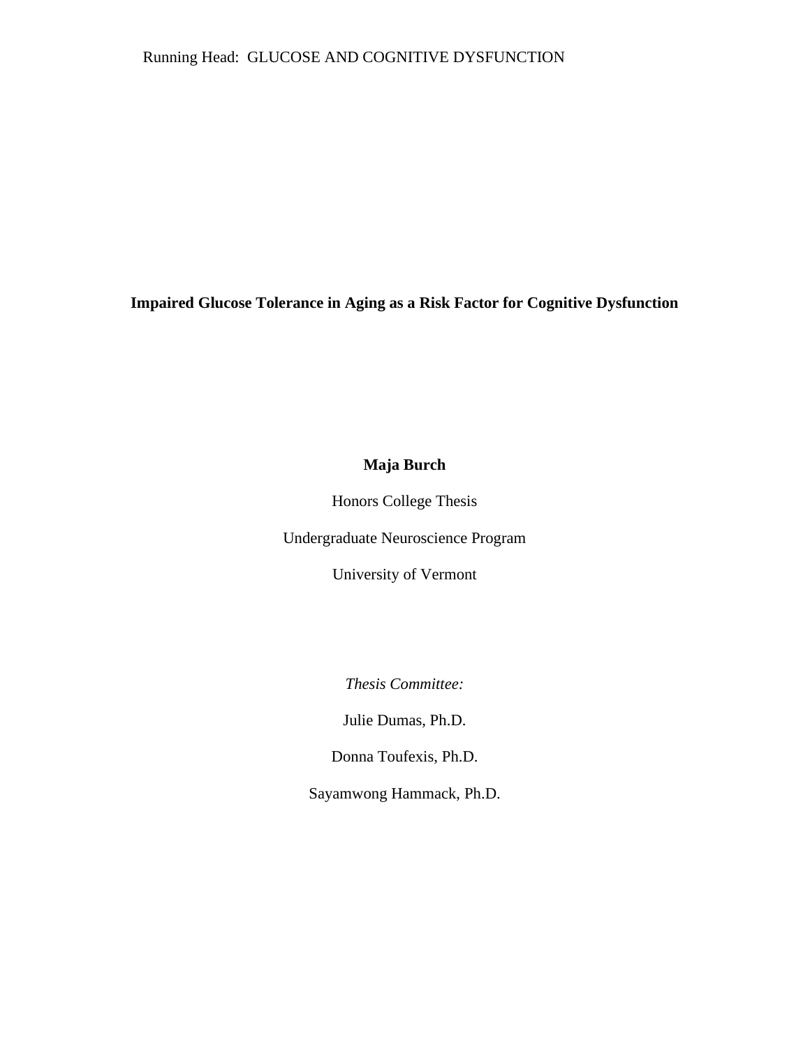**Impaired Glucose Tolerance in Aging as a Risk Factor for Cognitive Dysfunction**

**Maja Burch**

Honors College Thesis

Undergraduate Neuroscience Program

University of Vermont

*Thesis Committee:*

Julie Dumas, Ph.D.

Donna Toufexis, Ph.D.

Sayamwong Hammack, Ph.D.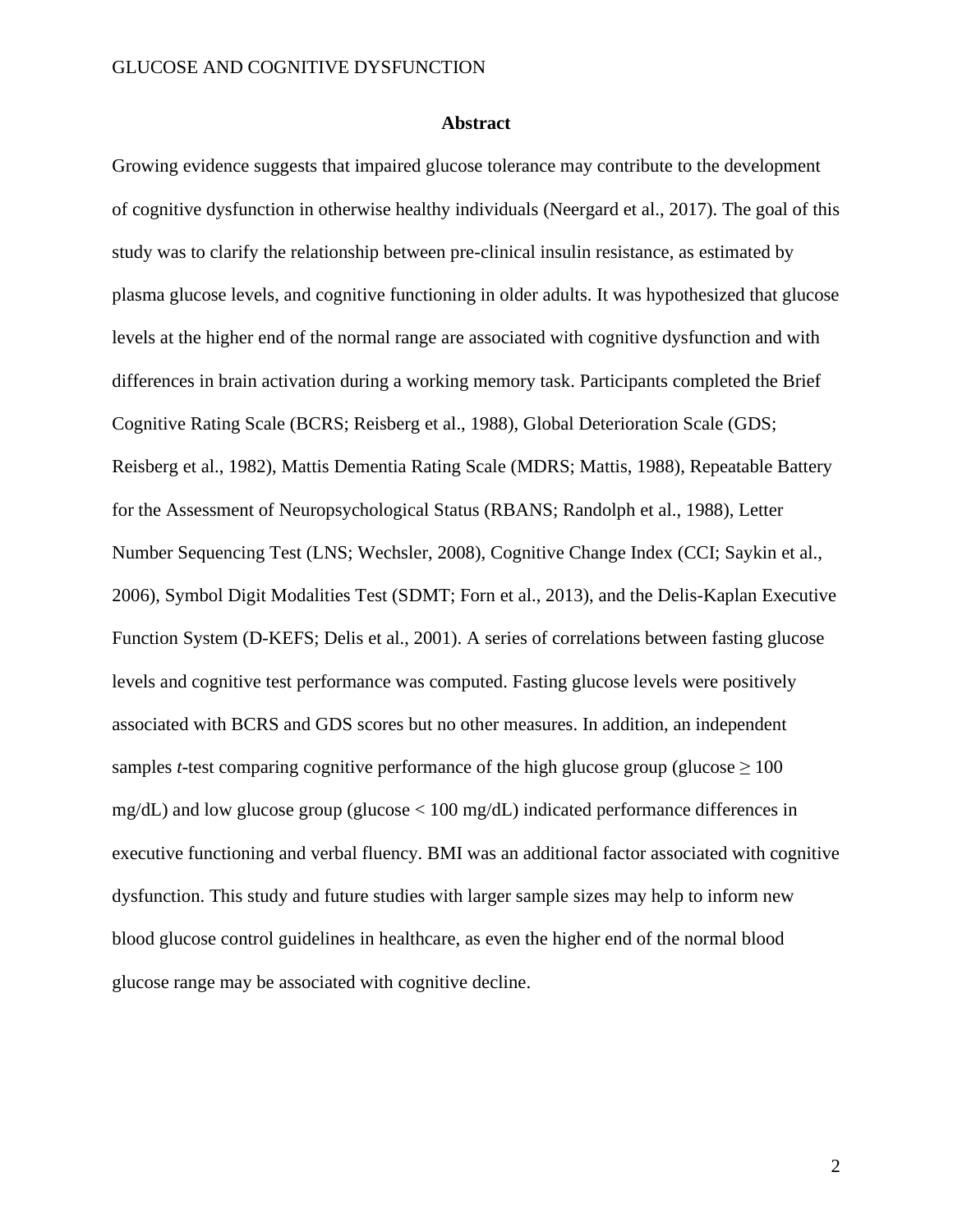## Abstract

Growing evidence suggests that impaired glucose tolerance may contribute to the development of cognitive dysfunction in otherwise healthy individuals (Neergard et al., 2017). The goal of this study was to clarify the relationship between pre-clinical insulin resistance, as estimated by plasma glucose levels, and cognitive functioning in older adults. It was hypothesized that glucose levels at the higher end of the normal range are associated with cognitive dysfunction and with differences in brain activation during a working memory task. Participants completed the Brief Cognitive Rating Scale (BCRS; Reisberg et al., 1988), Global Deterioration Scale (GDS; Reisberg et al., 1982), Mattis Dementia Rating Scale (MDRS; Mattis, 1988), Repeatable Battery for the Assessment of Neuropsychological Status (RBANS; Randolph et al., 1988), Letter Number Sequencing Test (LNS; Wechsler, 2008), Cognitive Change Index (CCI; Saykin et al., 2006), Symbol Digit Modalities Test (SDMT; Forn et al., 2013), and the Delis-Kaplan Executive Function System (D-KEFS; Delis et al., 2001). A series of correlations between fasting glucose levels and cognitive test performance was computed. Fasting glucose levels were positively associated with BCRS and GDS scores but no other measures. In addition, an independent samples *t*-test comparing cognitive performance of the high glucose group (glucose $\geq$ 100 mg/dL) and low glucose group (glucose < 100 mg/dL) indicated performance differences in executive functioning and verbal fluency. BMI was an additional factor associated with cognitive dysfunction. This study and future studies with larger sample sizes may help to inform new blood glucose control guidelines in healthcare, as even the higher end of the normal blood glucose range may be associated with cognitive decline.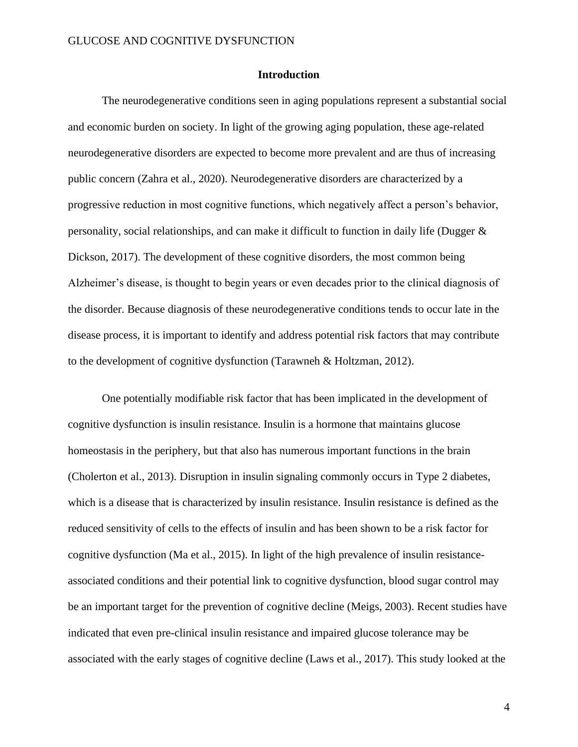## Introduction

The neurodegenerative conditions seen in aging populations represent a substantial social and economic burden on society. In light of the growing aging population, these age-related neurodegenerative disorders are expected to become more prevalent and are thus of increasing public concern (Zahra et al., 2020). Neurodegenerative disorders are characterized by a progressive reduction in most cognitive functions, which negatively affect a person's behavior, personality, social relationships, and can make it difficult to function in daily life (Dugger & Dickson, 2017). The development of these cognitive disorders, the most common being Alzheimer's disease, is thought to begin years or even decades prior to the clinical diagnosis of the disorder. Because diagnosis of these neurodegenerative conditions tends to occur late in the disease process, it is important to identify and address potential risk factors that may contribute to the development of cognitive dysfunction (Tarawneh & Holtzman, 2012).

One potentially modifiable risk factor that has been implicated in the development of cognitive dysfunction is insulin resistance. Insulin is a hormone that maintains glucose homeostasis in the periphery, but that also has numerous important functions in the brain (Cholerton et al., 2013). Disruption in insulin signaling commonly occurs in Type 2 diabetes, which is a disease that is characterized by insulin resistance. Insulin resistance is defined as the reduced sensitivity of cells to the effects of insulin and has been shown to be a risk factor for cognitive dysfunction (Ma et al., 2015). In light of the high prevalence of insulin resistance-associated conditions and their potential link to cognitive dysfunction, blood sugar control may be an important target for the prevention of cognitive decline (Meigs, 2003). Recent studies have indicated that even pre-clinical insulin resistance and impaired glucose tolerance may be associated with the early stages of cognitive decline (Laws et al., 2017). This study looked at the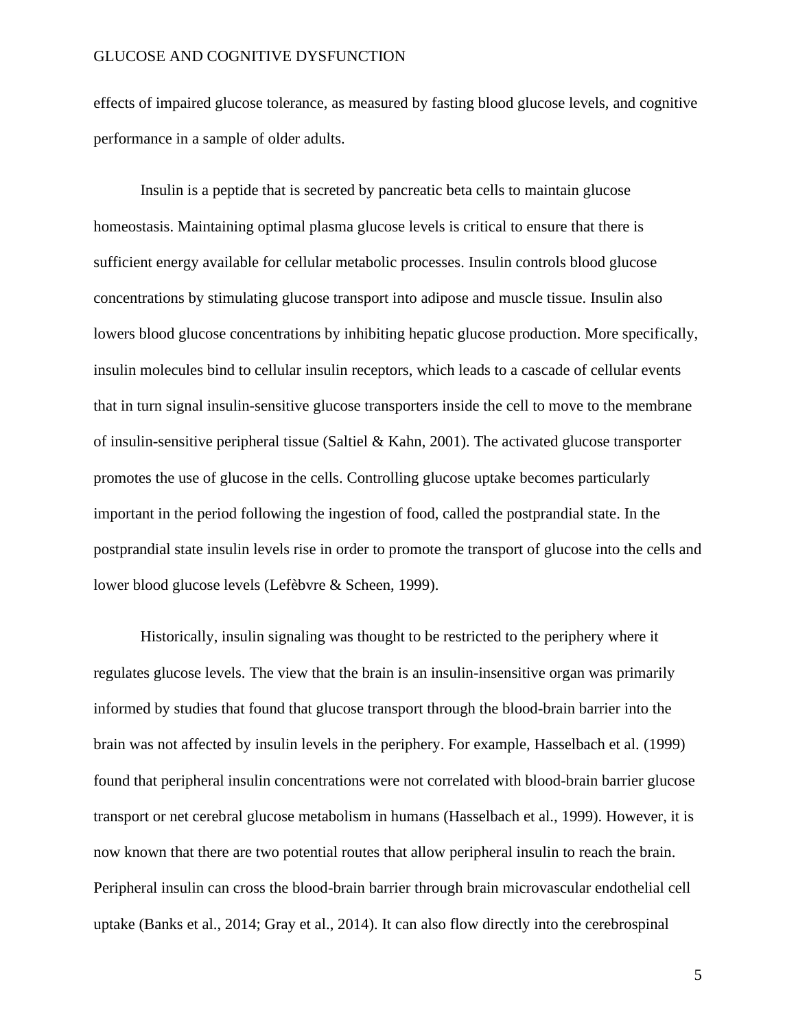effects of impaired glucose tolerance, as measured by fasting blood glucose levels, and cognitive performance in a sample of older adults.

Insulin is a peptide that is secreted by pancreatic beta cells to maintain glucose homeostasis. Maintaining optimal plasma glucose levels is critical to ensure that there is sufficient energy available for cellular metabolic processes. Insulin controls blood glucose concentrations by stimulating glucose transport into adipose and muscle tissue. Insulin also lowers blood glucose concentrations by inhibiting hepatic glucose production. More specifically, insulin molecules bind to cellular insulin receptors, which leads to a cascade of cellular events that in turn signal insulin-sensitive glucose transporters inside the cell to move to the membrane of insulin-sensitive peripheral tissue (Saltiel & Kahn, 2001). The activated glucose transporter promotes the use of glucose in the cells. Controlling glucose uptake becomes particularly important in the period following the ingestion of food, called the postprandial state. In the postprandial state insulin levels rise in order to promote the transport of glucose into the cells and lower blood glucose levels (Lefèbvre & Scheen, 1999).

Historically, insulin signaling was thought to be restricted to the periphery where it regulates glucose levels. The view that the brain is an insulin-insensitive organ was primarily informed by studies that found that glucose transport through the blood-brain barrier into the brain was not affected by insulin levels in the periphery. For example, Hasselbach et al. (1999) found that peripheral insulin concentrations were not correlated with blood-brain barrier glucose transport or net cerebral glucose metabolism in humans (Hasselbach et al., 1999). However, it is now known that there are two potential routes that allow peripheral insulin to reach the brain. Peripheral insulin can cross the blood-brain barrier through brain microvascular endothelial cell uptake (Banks et al., 2014; Gray et al., 2014). It can also flow directly into the cerebrospinal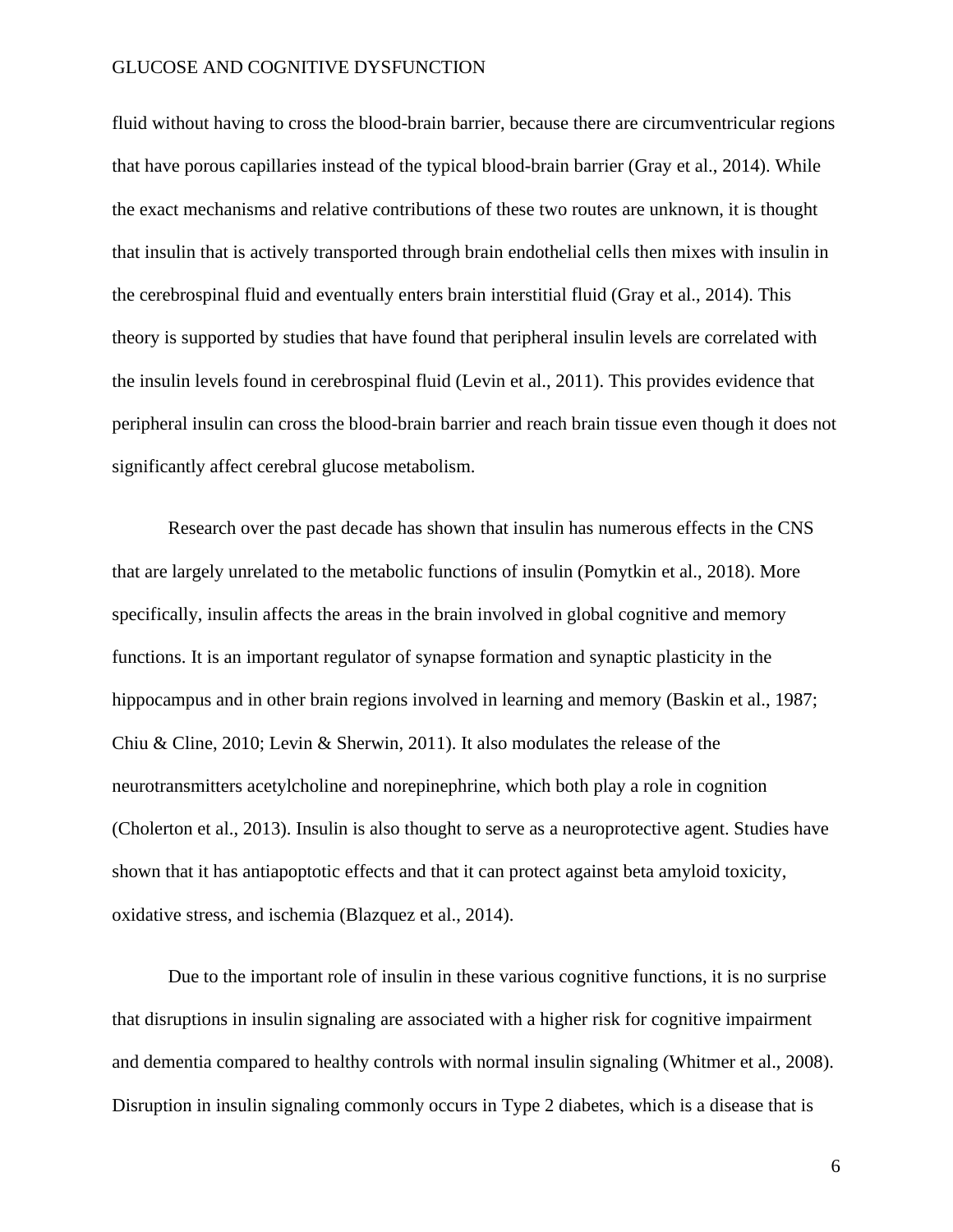fluid without having to cross the blood-brain barrier, because there are circumventricular regions that have porous capillaries instead of the typical blood-brain barrier (Gray et al., 2014). While the exact mechanisms and relative contributions of these two routes are unknown, it is thought that insulin that is actively transported through brain endothelial cells then mixes with insulin in the cerebrospinal fluid and eventually enters brain interstitial fluid (Gray et al., 2014). This theory is supported by studies that have found that peripheral insulin levels are correlated with the insulin levels found in cerebrospinal fluid (Levin et al., 2011). This provides evidence that peripheral insulin can cross the blood-brain barrier and reach brain tissue even though it does not significantly affect cerebral glucose metabolism.

Research over the past decade has shown that insulin has numerous effects in the CNS that are largely unrelated to the metabolic functions of insulin (Pomytkin et al., 2018). More specifically, insulin affects the areas in the brain involved in global cognitive and memory functions. It is an important regulator of synapse formation and synaptic plasticity in the hippocampus and in other brain regions involved in learning and memory (Baskin et al., 1987; Chiu & Cline, 2010; Levin & Sherwin, 2011). It also modulates the release of the neurotransmitters acetylcholine and norepinephrine, which both play a role in cognition (Cholerton et al., 2013). Insulin is also thought to serve as a neuroprotective agent. Studies have shown that it has antiapoptotic effects and that it can protect against beta amyloid toxicity, oxidative stress, and ischemia (Blazquez et al., 2014).

Due to the important role of insulin in these various cognitive functions, it is no surprise that disruptions in insulin signaling are associated with a higher risk for cognitive impairment and dementia compared to healthy controls with normal insulin signaling (Whitmer et al., 2008). Disruption in insulin signaling commonly occurs in Type 2 diabetes, which is a disease that is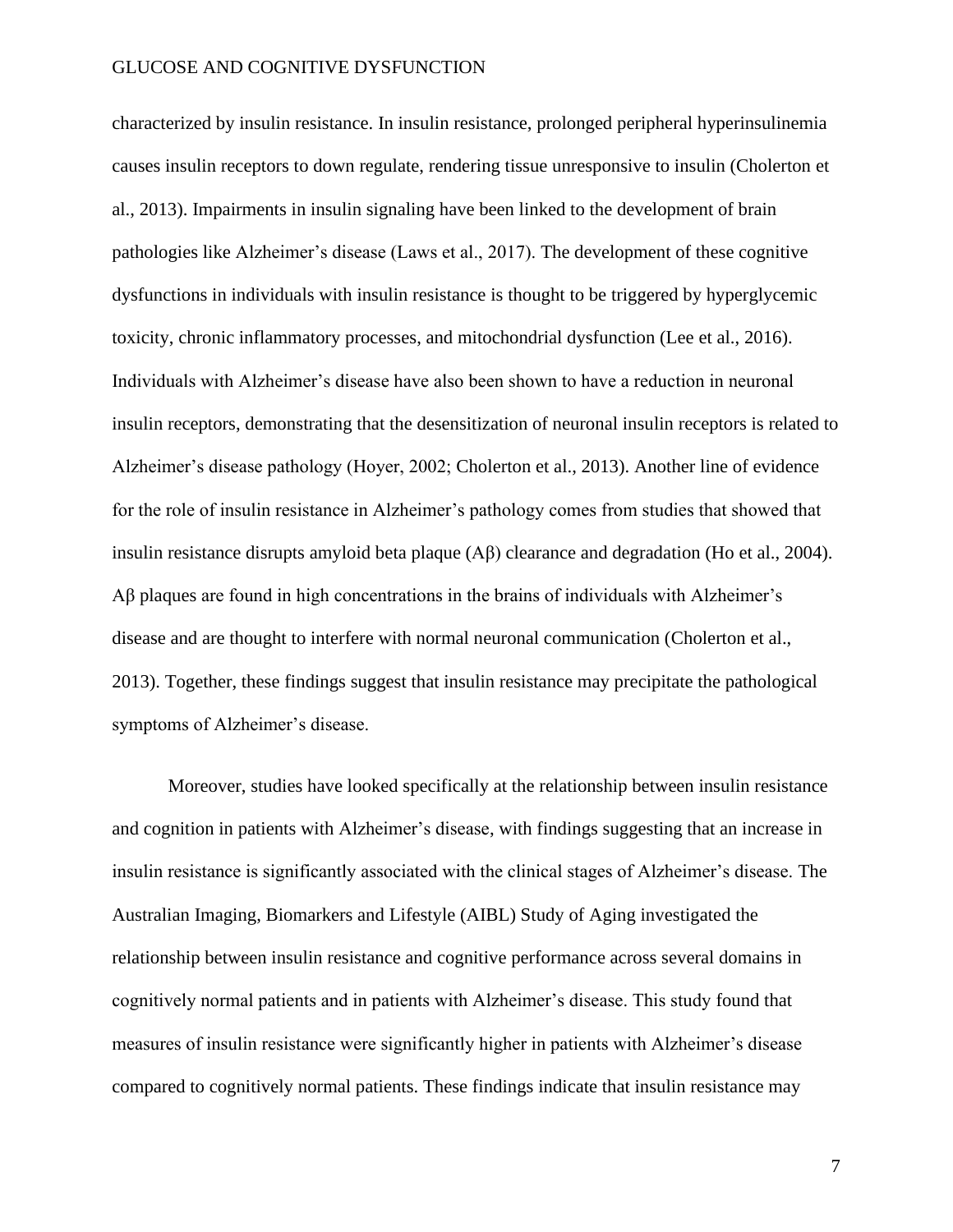characterized by insulin resistance. In insulin resistance, prolonged peripheral hyperinsulinemia causes insulin receptors to down regulate, rendering tissue unresponsive to insulin (Cholerton et al., 2013). Impairments in insulin signaling have been linked to the development of brain pathologies like Alzheimer's disease (Laws et al., 2017). The development of these cognitive dysfunctions in individuals with insulin resistance is thought to be triggered by hyperglycemic toxicity, chronic inflammatory processes, and mitochondrial dysfunction (Lee et al., 2016). Individuals with Alzheimer's disease have also been shown to have a reduction in neuronal insulin receptors, demonstrating that the desensitization of neuronal insulin receptors is related to Alzheimer's disease pathology (Hoyer, 2002; Cholerton et al., 2013). Another line of evidence for the role of insulin resistance in Alzheimer's pathology comes from studies that showed that insulin resistance disrupts amyloid beta plaque (Aβ) clearance and degradation (Ho et al., 2004). Aβ plaques are found in high concentrations in the brains of individuals with Alzheimer's disease and are thought to interfere with normal neuronal communication (Cholerton et al., 2013). Together, these findings suggest that insulin resistance may precipitate the pathological symptoms of Alzheimer's disease.

Moreover, studies have looked specifically at the relationship between insulin resistance and cognition in patients with Alzheimer's disease, with findings suggesting that an increase in insulin resistance is significantly associated with the clinical stages of Alzheimer's disease. The Australian Imaging, Biomarkers and Lifestyle (AIBL) Study of Aging investigated the relationship between insulin resistance and cognitive performance across several domains in cognitively normal patients and in patients with Alzheimer's disease. This study found that measures of insulin resistance were significantly higher in patients with Alzheimer's disease compared to cognitively normal patients. These findings indicate that insulin resistance may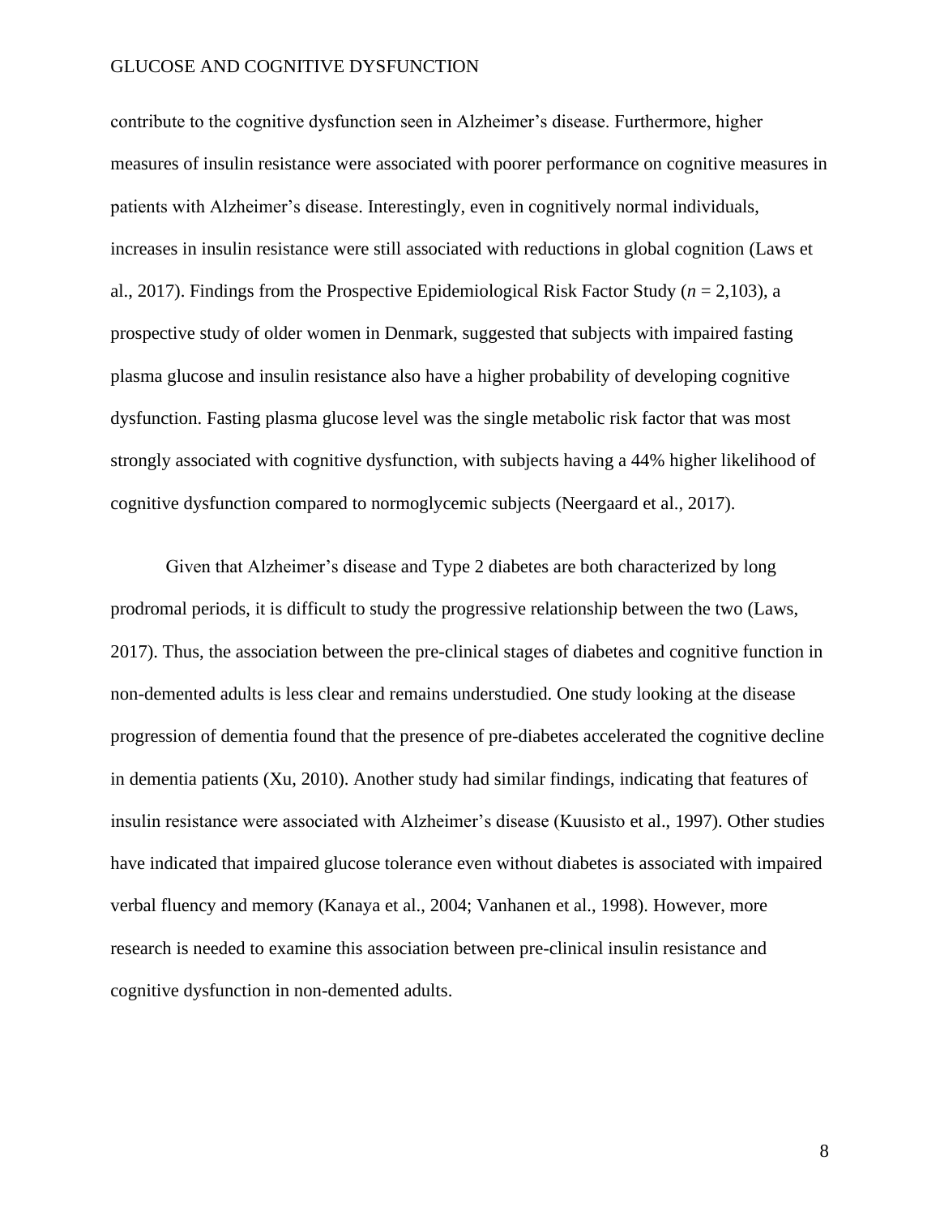contribute to the cognitive dysfunction seen in Alzheimer's disease. Furthermore, higher measures of insulin resistance were associated with poorer performance on cognitive measures in patients with Alzheimer's disease. Interestingly, even in cognitively normal individuals, increases in insulin resistance were still associated with reductions in global cognition (Laws et al., 2017). Findings from the Prospective Epidemiological Risk Factor Study ($n = 2{,}103$), a prospective study of older women in Denmark, suggested that subjects with impaired fasting plasma glucose and insulin resistance also have a higher probability of developing cognitive dysfunction. Fasting plasma glucose level was the single metabolic risk factor that was most strongly associated with cognitive dysfunction, with subjects having a 44% higher likelihood of cognitive dysfunction compared to normoglycemic subjects (Neergaard et al., 2017).

Given that Alzheimer's disease and Type 2 diabetes are both characterized by long prodromal periods, it is difficult to study the progressive relationship between the two (Laws, 2017). Thus, the association between the pre-clinical stages of diabetes and cognitive function in non-demented adults is less clear and remains understudied. One study looking at the disease progression of dementia found that the presence of pre-diabetes accelerated the cognitive decline in dementia patients (Xu, 2010). Another study had similar findings, indicating that features of insulin resistance were associated with Alzheimer's disease (Kuusisto et al., 1997). Other studies have indicated that impaired glucose tolerance even without diabetes is associated with impaired verbal fluency and memory (Kanaya et al., 2004; Vanhanen et al., 1998). However, more research is needed to examine this association between pre-clinical insulin resistance and cognitive dysfunction in non-demented adults.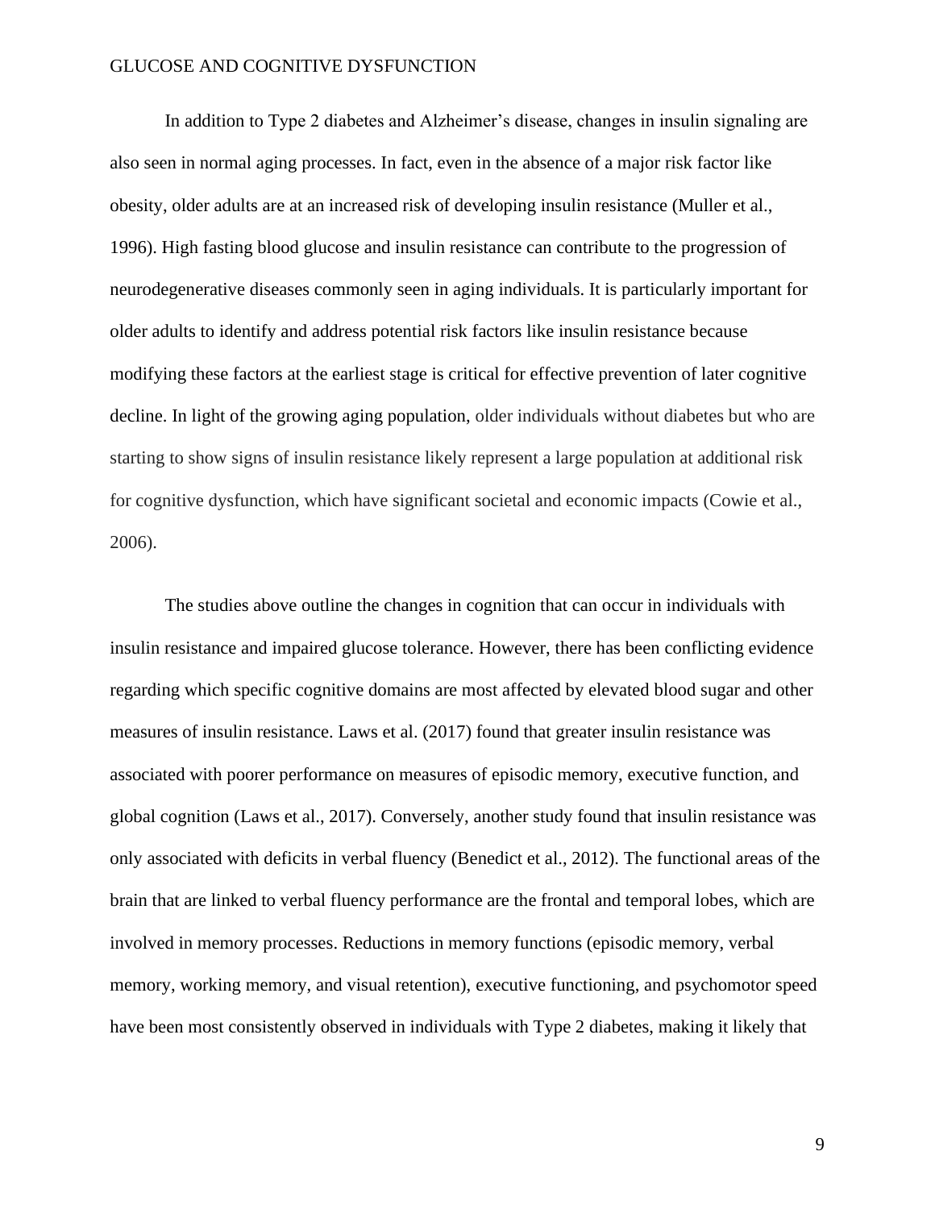In addition to Type 2 diabetes and Alzheimer's disease, changes in insulin signaling are also seen in normal aging processes. In fact, even in the absence of a major risk factor like obesity, older adults are at an increased risk of developing insulin resistance (Muller et al., 1996). High fasting blood glucose and insulin resistance can contribute to the progression of neurodegenerative diseases commonly seen in aging individuals. It is particularly important for older adults to identify and address potential risk factors like insulin resistance because modifying these factors at the earliest stage is critical for effective prevention of later cognitive decline. In light of the growing aging population, older individuals without diabetes but who are starting to show signs of insulin resistance likely represent a large population at additional risk for cognitive dysfunction, which have significant societal and economic impacts (Cowie et al., 2006).

The studies above outline the changes in cognition that can occur in individuals with insulin resistance and impaired glucose tolerance. However, there has been conflicting evidence regarding which specific cognitive domains are most affected by elevated blood sugar and other measures of insulin resistance. Laws et al. (2017) found that greater insulin resistance was associated with poorer performance on measures of episodic memory, executive function, and global cognition (Laws et al., 2017). Conversely, another study found that insulin resistance was only associated with deficits in verbal fluency (Benedict et al., 2012). The functional areas of the brain that are linked to verbal fluency performance are the frontal and temporal lobes, which are involved in memory processes. Reductions in memory functions (episodic memory, verbal memory, working memory, and visual retention), executive functioning, and psychomotor speed have been most consistently observed in individuals with Type 2 diabetes, making it likely that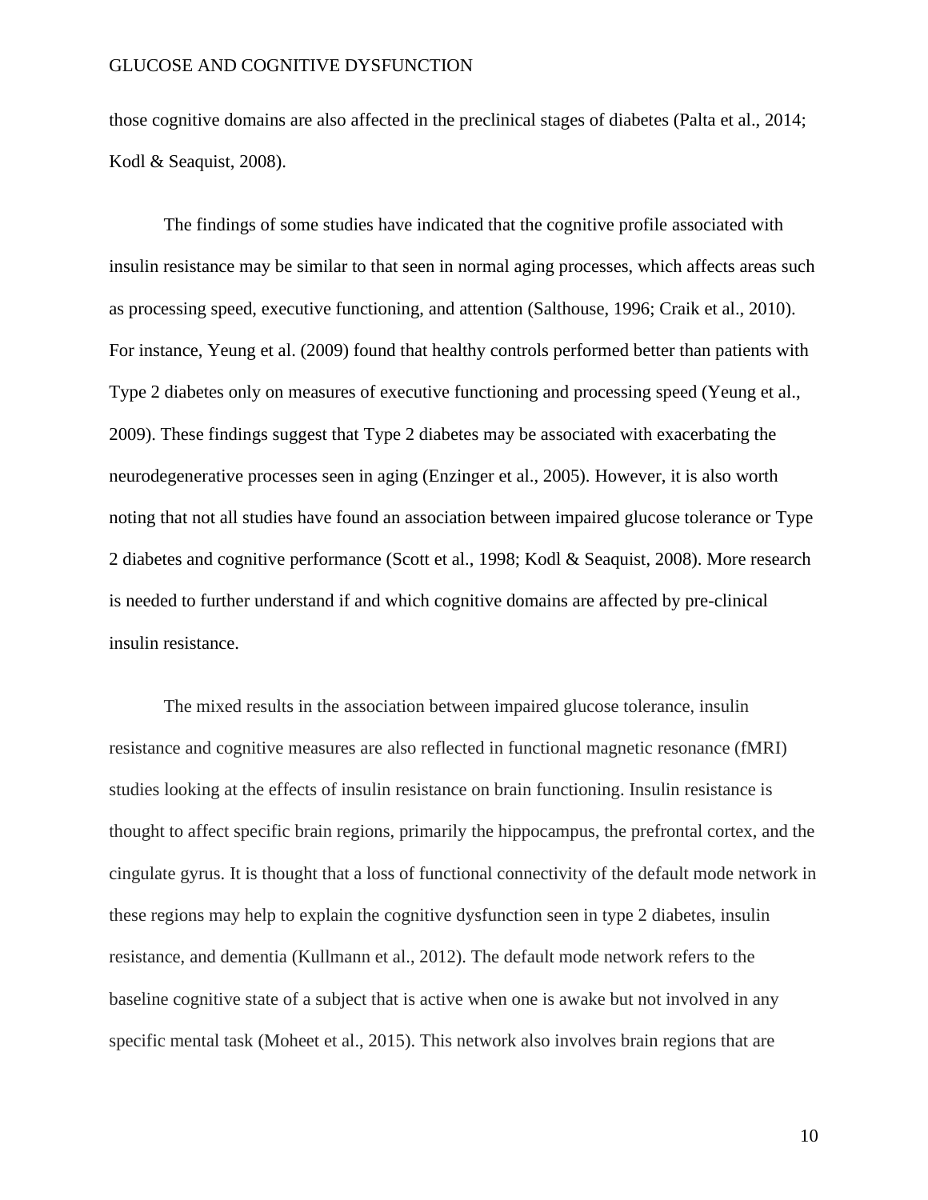those cognitive domains are also affected in the preclinical stages of diabetes (Palta et al., 2014; Kodl & Seaquist, 2008).

The findings of some studies have indicated that the cognitive profile associated with insulin resistance may be similar to that seen in normal aging processes, which affects areas such as processing speed, executive functioning, and attention (Salthouse, 1996; Craik et al., 2010). For instance, Yeung et al. (2009) found that healthy controls performed better than patients with Type 2 diabetes only on measures of executive functioning and processing speed (Yeung et al., 2009). These findings suggest that Type 2 diabetes may be associated with exacerbating the neurodegenerative processes seen in aging (Enzinger et al., 2005). However, it is also worth noting that not all studies have found an association between impaired glucose tolerance or Type 2 diabetes and cognitive performance (Scott et al., 1998; Kodl & Seaquist, 2008). More research is needed to further understand if and which cognitive domains are affected by pre-clinical insulin resistance.

The mixed results in the association between impaired glucose tolerance, insulin resistance and cognitive measures are also reflected in functional magnetic resonance (fMRI) studies looking at the effects of insulin resistance on brain functioning. Insulin resistance is thought to affect specific brain regions, primarily the hippocampus, the prefrontal cortex, and the cingulate gyrus. It is thought that a loss of functional connectivity of the default mode network in these regions may help to explain the cognitive dysfunction seen in type 2 diabetes, insulin resistance, and dementia (Kullmann et al., 2012). The default mode network refers to the baseline cognitive state of a subject that is active when one is awake but not involved in any specific mental task (Moheet et al., 2015). This network also involves brain regions that are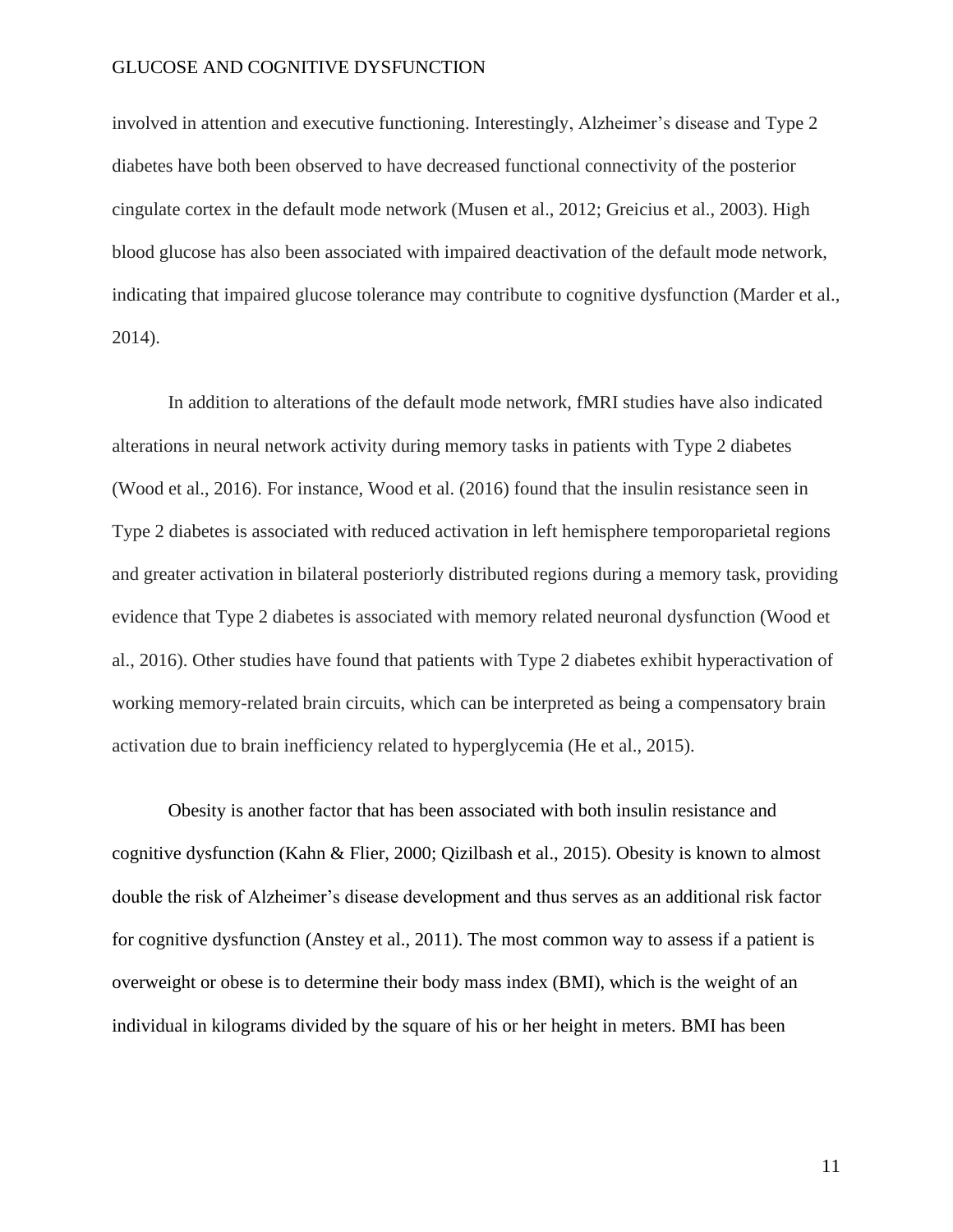involved in attention and executive functioning. Interestingly, Alzheimer's disease and Type 2 diabetes have both been observed to have decreased functional connectivity of the posterior cingulate cortex in the default mode network (Musen et al., 2012; Greicius et al., 2003). High blood glucose has also been associated with impaired deactivation of the default mode network, indicating that impaired glucose tolerance may contribute to cognitive dysfunction (Marder et al., 2014).

In addition to alterations of the default mode network, fMRI studies have also indicated alterations in neural network activity during memory tasks in patients with Type 2 diabetes (Wood et al., 2016). For instance, Wood et al. (2016) found that the insulin resistance seen in Type 2 diabetes is associated with reduced activation in left hemisphere temporoparietal regions and greater activation in bilateral posteriorly distributed regions during a memory task, providing evidence that Type 2 diabetes is associated with memory related neuronal dysfunction (Wood et al., 2016). Other studies have found that patients with Type 2 diabetes exhibit hyperactivation of working memory-related brain circuits, which can be interpreted as being a compensatory brain activation due to brain inefficiency related to hyperglycemia (He et al., 2015).

Obesity is another factor that has been associated with both insulin resistance and cognitive dysfunction (Kahn & Flier, 2000; Qizilbash et al., 2015). Obesity is known to almost double the risk of Alzheimer's disease development and thus serves as an additional risk factor for cognitive dysfunction (Anstey et al., 2011). The most common way to assess if a patient is overweight or obese is to determine their body mass index (BMI), which is the weight of an individual in kilograms divided by the square of his or her height in meters. BMI has been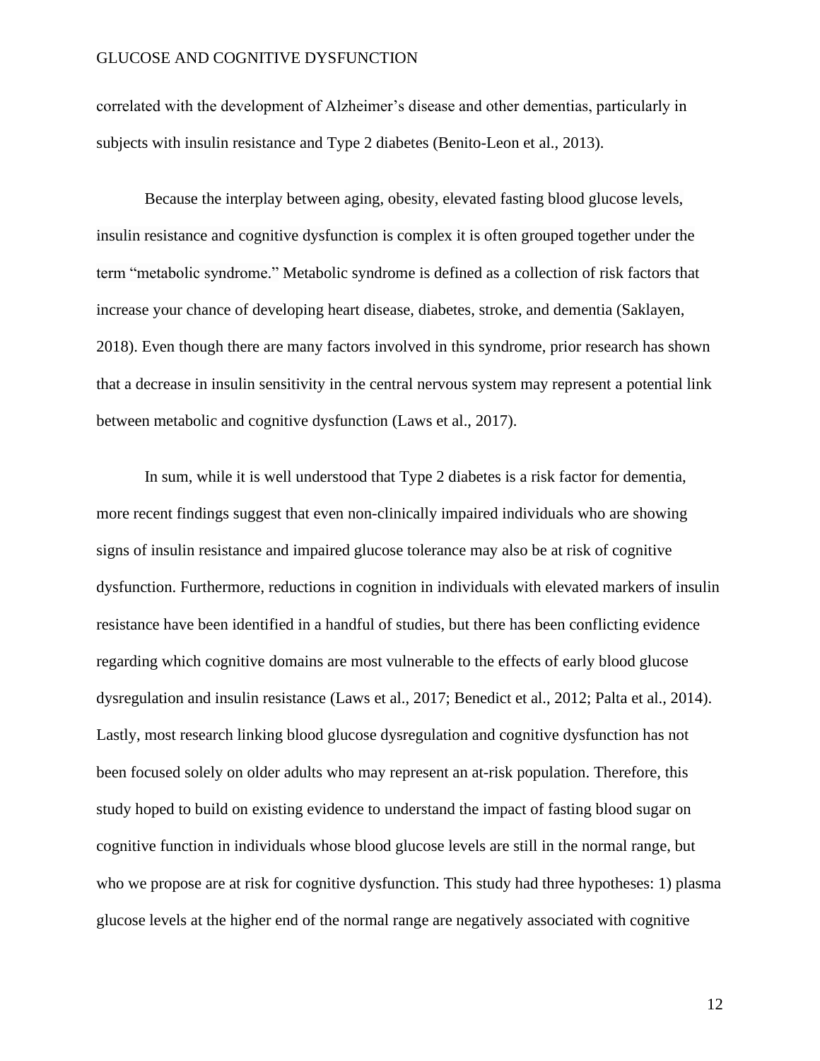correlated with the development of Alzheimer's disease and other dementias, particularly in subjects with insulin resistance and Type 2 diabetes (Benito-Leon et al., 2013).

Because the interplay between aging, obesity, elevated fasting blood glucose levels, insulin resistance and cognitive dysfunction is complex it is often grouped together under the term "metabolic syndrome." Metabolic syndrome is defined as a collection of risk factors that increase your chance of developing heart disease, diabetes, stroke, and dementia (Saklayen, 2018). Even though there are many factors involved in this syndrome, prior research has shown that a decrease in insulin sensitivity in the central nervous system may represent a potential link between metabolic and cognitive dysfunction (Laws et al., 2017).

In sum, while it is well understood that Type 2 diabetes is a risk factor for dementia, more recent findings suggest that even non-clinically impaired individuals who are showing signs of insulin resistance and impaired glucose tolerance may also be at risk of cognitive dysfunction. Furthermore, reductions in cognition in individuals with elevated markers of insulin resistance have been identified in a handful of studies, but there has been conflicting evidence regarding which cognitive domains are most vulnerable to the effects of early blood glucose dysregulation and insulin resistance (Laws et al., 2017; Benedict et al., 2012; Palta et al., 2014). Lastly, most research linking blood glucose dysregulation and cognitive dysfunction has not been focused solely on older adults who may represent an at-risk population. Therefore, this study hoped to build on existing evidence to understand the impact of fasting blood sugar on cognitive function in individuals whose blood glucose levels are still in the normal range, but who we propose are at risk for cognitive dysfunction. This study had three hypotheses: 1) plasma glucose levels at the higher end of the normal range are negatively associated with cognitive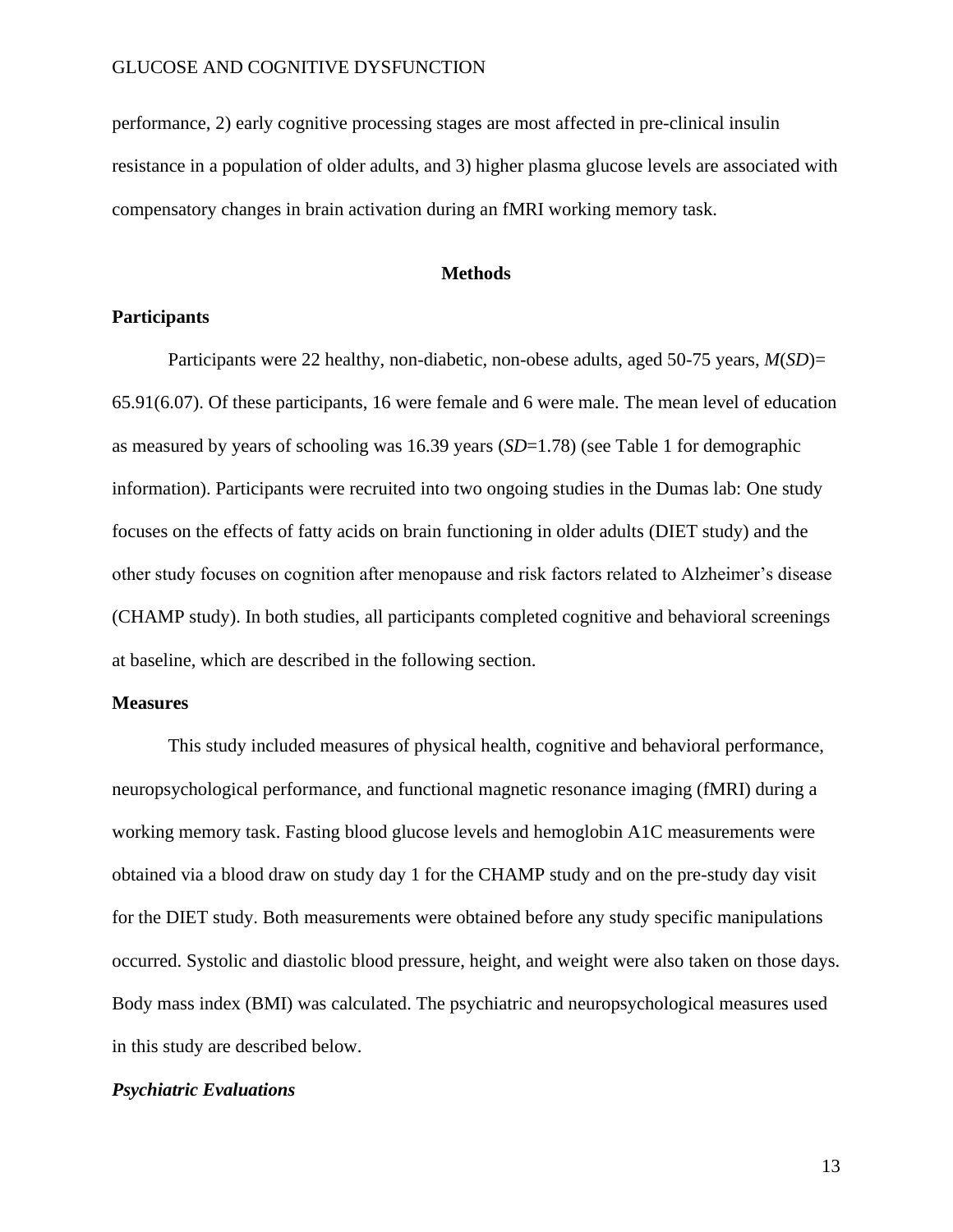performance, 2) early cognitive processing stages are most affected in pre-clinical insulin resistance in a population of older adults, and 3) higher plasma glucose levels are associated with compensatory changes in brain activation during an fMRI working memory task.

## Methods

### Participants

Participants were 22 healthy, non-diabetic, non-obese adults, aged 50-75 years, *M*(*SD*)= 65.91(6.07). Of these participants, 16 were female and 6 were male. The mean level of education as measured by years of schooling was 16.39 years (*SD*=1.78) (see Table 1 for demographic information). Participants were recruited into two ongoing studies in the Dumas lab: One study focuses on the effects of fatty acids on brain functioning in older adults (DIET study) and the other study focuses on cognition after menopause and risk factors related to Alzheimer's disease (CHAMP study). In both studies, all participants completed cognitive and behavioral screenings at baseline, which are described in the following section.

### Measures

This study included measures of physical health, cognitive and behavioral performance, neuropsychological performance, and functional magnetic resonance imaging (fMRI) during a working memory task. Fasting blood glucose levels and hemoglobin A1C measurements were obtained via a blood draw on study day 1 for the CHAMP study and on the pre-study day visit for the DIET study. Both measurements were obtained before any study specific manipulations occurred. Systolic and diastolic blood pressure, height, and weight were also taken on those days. Body mass index (BMI) was calculated. The psychiatric and neuropsychological measures used in this study are described below.

#### *Psychiatric Evaluations*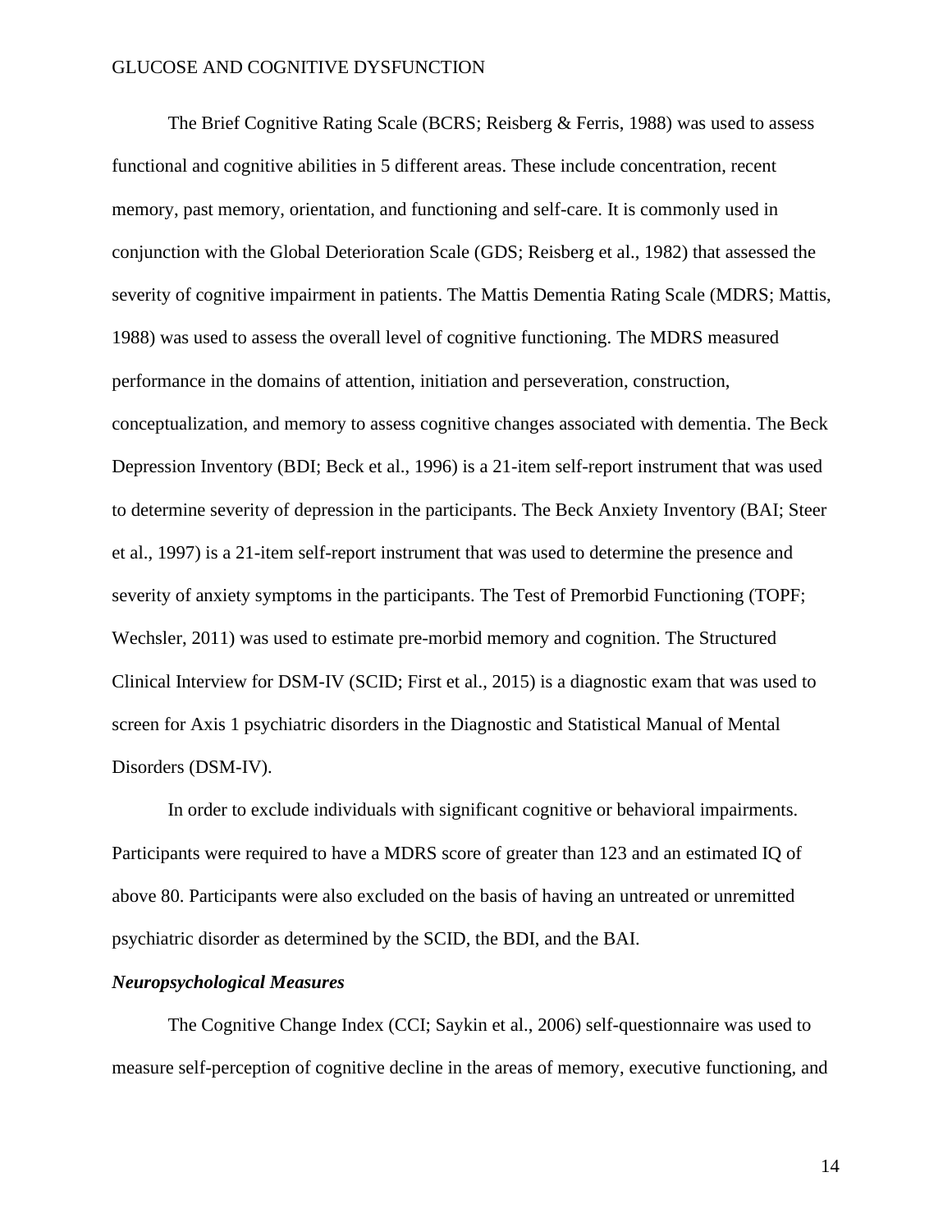The Brief Cognitive Rating Scale (BCRS; Reisberg & Ferris, 1988) was used to assess functional and cognitive abilities in 5 different areas. These include concentration, recent memory, past memory, orientation, and functioning and self-care. It is commonly used in conjunction with the Global Deterioration Scale (GDS; Reisberg et al., 1982) that assessed the severity of cognitive impairment in patients. The Mattis Dementia Rating Scale (MDRS; Mattis, 1988) was used to assess the overall level of cognitive functioning. The MDRS measured performance in the domains of attention, initiation and perseveration, construction, conceptualization, and memory to assess cognitive changes associated with dementia. The Beck Depression Inventory (BDI; Beck et al., 1996) is a 21-item self-report instrument that was used to determine severity of depression in the participants. The Beck Anxiety Inventory (BAI; Steer et al., 1997) is a 21-item self-report instrument that was used to determine the presence and severity of anxiety symptoms in the participants. The Test of Premorbid Functioning (TOPF; Wechsler, 2011) was used to estimate pre-morbid memory and cognition. The Structured Clinical Interview for DSM-IV (SCID; First et al., 2015) is a diagnostic exam that was used to screen for Axis 1 psychiatric disorders in the Diagnostic and Statistical Manual of Mental Disorders (DSM-IV).

In order to exclude individuals with significant cognitive or behavioral impairments. Participants were required to have a MDRS score of greater than 123 and an estimated IQ of above 80. Participants were also excluded on the basis of having an untreated or unremitted psychiatric disorder as determined by the SCID, the BDI, and the BAI.

***Neuropsychological Measures***

The Cognitive Change Index (CCI; Saykin et al., 2006) self-questionnaire was used to measure self-perception of cognitive decline in the areas of memory, executive functioning, and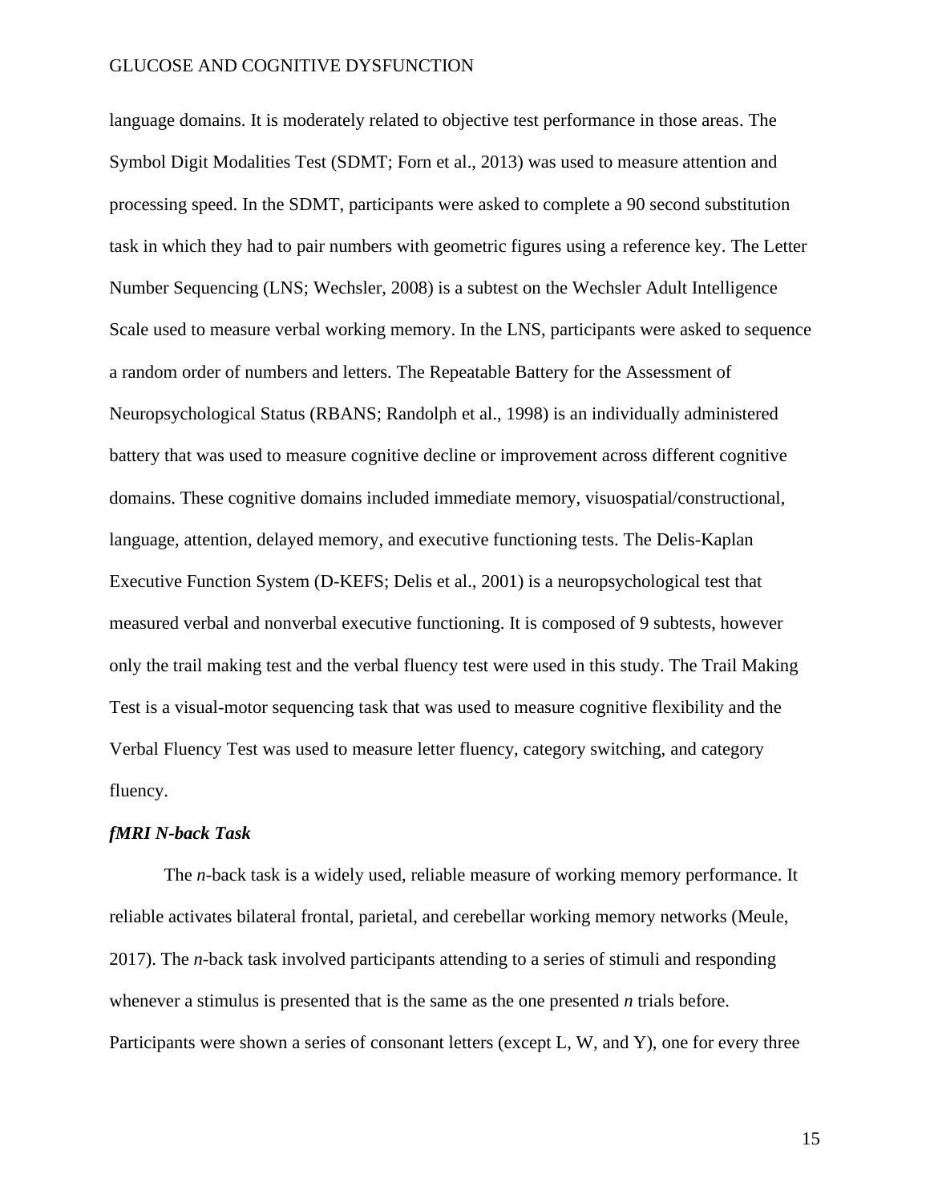language domains. It is moderately related to objective test performance in those areas. The Symbol Digit Modalities Test (SDMT; Forn et al., 2013) was used to measure attention and processing speed. In the SDMT, participants were asked to complete a 90 second substitution task in which they had to pair numbers with geometric figures using a reference key. The Letter Number Sequencing (LNS; Wechsler, 2008) is a subtest on the Wechsler Adult Intelligence Scale used to measure verbal working memory. In the LNS, participants were asked to sequence a random order of numbers and letters. The Repeatable Battery for the Assessment of Neuropsychological Status (RBANS; Randolph et al., 1998) is an individually administered battery that was used to measure cognitive decline or improvement across different cognitive domains. These cognitive domains included immediate memory, visuospatial/constructional, language, attention, delayed memory, and executive functioning tests. The Delis-Kaplan Executive Function System (D-KEFS; Delis et al., 2001) is a neuropsychological test that measured verbal and nonverbal executive functioning. It is composed of 9 subtests, however only the trail making test and the verbal fluency test were used in this study. The Trail Making Test is a visual-motor sequencing task that was used to measure cognitive flexibility and the Verbal Fluency Test was used to measure letter fluency, category switching, and category fluency.

***fMRI N-back Task***

The *n*-back task is a widely used, reliable measure of working memory performance. It reliable activates bilateral frontal, parietal, and cerebellar working memory networks (Meule, 2017). The *n*-back task involved participants attending to a series of stimuli and responding whenever a stimulus is presented that is the same as the one presented *n* trials before. Participants were shown a series of consonant letters (except L, W, and Y), one for every three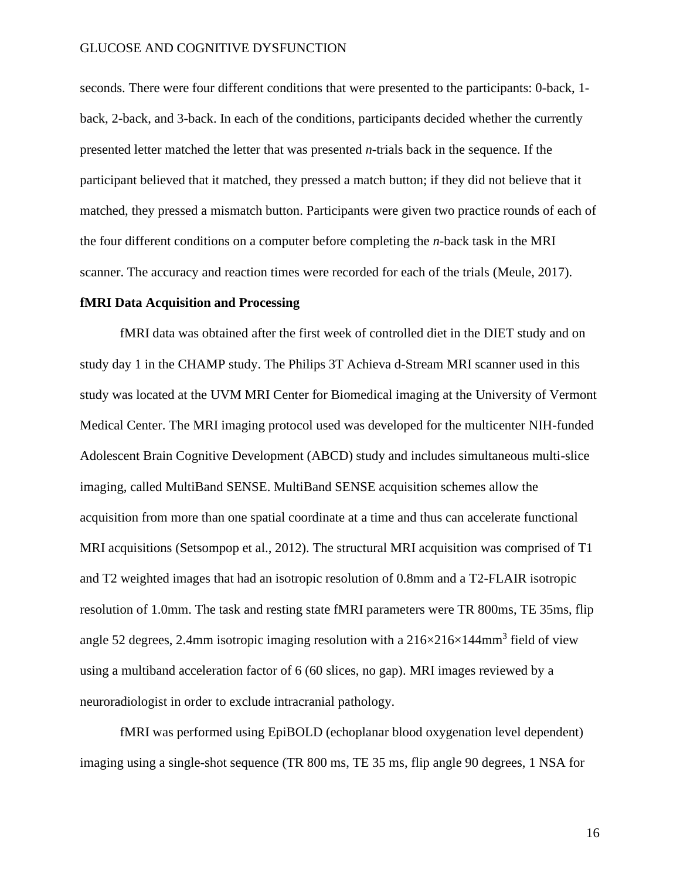seconds. There were four different conditions that were presented to the participants: 0-back, 1-back, 2-back, and 3-back. In each of the conditions, participants decided whether the currently presented letter matched the letter that was presented *n*-trials back in the sequence. If the participant believed that it matched, they pressed a match button; if they did not believe that it matched, they pressed a mismatch button. Participants were given two practice rounds of each of the four different conditions on a computer before completing the *n*-back task in the MRI scanner. The accuracy and reaction times were recorded for each of the trials (Meule, 2017).

**fMRI Data Acquisition and Processing**

fMRI data was obtained after the first week of controlled diet in the DIET study and on study day 1 in the CHAMP study. The Philips 3T Achieva d-Stream MRI scanner used in this study was located at the UVM MRI Center for Biomedical imaging at the University of Vermont Medical Center. The MRI imaging protocol used was developed for the multicenter NIH-funded Adolescent Brain Cognitive Development (ABCD) study and includes simultaneous multi-slice imaging, called MultiBand SENSE. MultiBand SENSE acquisition schemes allow the acquisition from more than one spatial coordinate at a time and thus can accelerate functional MRI acquisitions (Setsompop et al., 2012). The structural MRI acquisition was comprised of T1 and T2 weighted images that had an isotropic resolution of 0.8mm and a T2-FLAIR isotropic resolution of 1.0mm. The task and resting state fMRI parameters were TR 800ms, TE 35ms, flip angle 52 degrees, 2.4mm isotropic imaging resolution with a 216×216×144mm$^3$ field of view using a multiband acceleration factor of 6 (60 slices, no gap). MRI images reviewed by a neuroradiologist in order to exclude intracranial pathology.

fMRI was performed using EpiBOLD (echoplanar blood oxygenation level dependent) imaging using a single-shot sequence (TR 800 ms, TE 35 ms, flip angle 90 degrees, 1 NSA for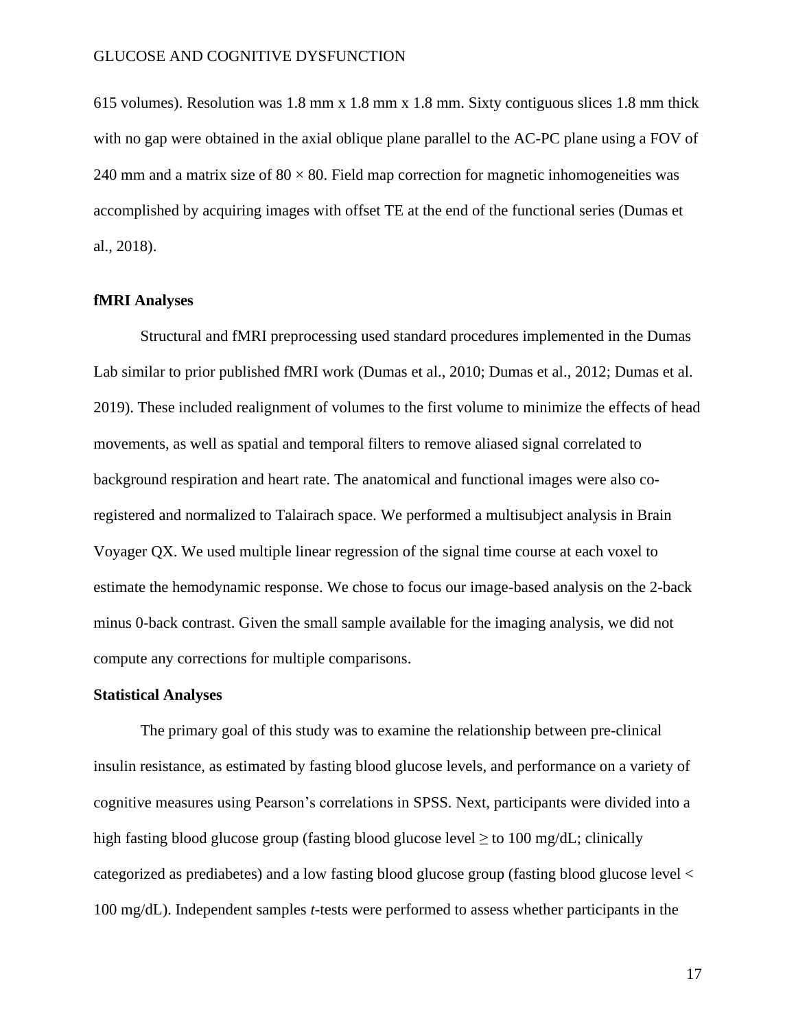615 volumes). Resolution was 1.8 mm x 1.8 mm x 1.8 mm. Sixty contiguous slices 1.8 mm thick with no gap were obtained in the axial oblique plane parallel to the AC-PC plane using a FOV of 240 mm and a matrix size of 80 × 80. Field map correction for magnetic inhomogeneities was accomplished by acquiring images with offset TE at the end of the functional series (Dumas et al., 2018).

**fMRI Analyses**

Structural and fMRI preprocessing used standard procedures implemented in the Dumas Lab similar to prior published fMRI work (Dumas et al., 2010; Dumas et al., 2012; Dumas et al. 2019). These included realignment of volumes to the first volume to minimize the effects of head movements, as well as spatial and temporal filters to remove aliased signal correlated to background respiration and heart rate. The anatomical and functional images were also co-registered and normalized to Talairach space. We performed a multisubject analysis in Brain Voyager QX. We used multiple linear regression of the signal time course at each voxel to estimate the hemodynamic response. We chose to focus our image-based analysis on the 2-back minus 0-back contrast. Given the small sample available for the imaging analysis, we did not compute any corrections for multiple comparisons.

**Statistical Analyses**

The primary goal of this study was to examine the relationship between pre-clinical insulin resistance, as estimated by fasting blood glucose levels, and performance on a variety of cognitive measures using Pearson's correlations in SPSS. Next, participants were divided into a high fasting blood glucose group (fasting blood glucose level ≥ to 100 mg/dL; clinically categorized as prediabetes) and a low fasting blood glucose group (fasting blood glucose level < 100 mg/dL). Independent samples *t*-tests were performed to assess whether participants in the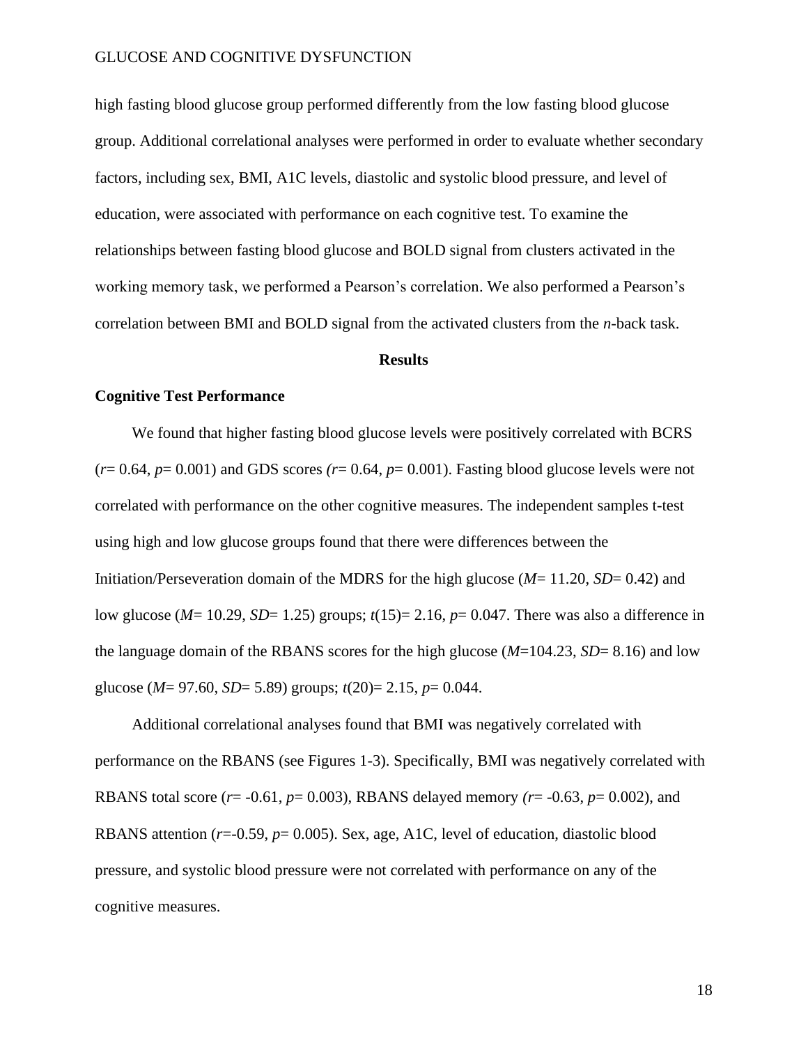high fasting blood glucose group performed differently from the low fasting blood glucose group. Additional correlational analyses were performed in order to evaluate whether secondary factors, including sex, BMI, A1C levels, diastolic and systolic blood pressure, and level of education, were associated with performance on each cognitive test. To examine the relationships between fasting blood glucose and BOLD signal from clusters activated in the working memory task, we performed a Pearson's correlation. We also performed a Pearson's correlation between BMI and BOLD signal from the activated clusters from the *n*-back task.

## Results

### Cognitive Test Performance

We found that higher fasting blood glucose levels were positively correlated with BCRS ($r = 0.64$, $p = 0.001$) and GDS scores ($r = 0.64$, $p = 0.001$). Fasting blood glucose levels were not correlated with performance on the other cognitive measures. The independent samples t-test using high and low glucose groups found that there were differences between the Initiation/Perseveration domain of the MDRS for the high glucose ($M = 11.20$, $SD = 0.42$) and low glucose ($M = 10.29$, $SD = 1.25$) groups; $t(15) = 2.16$, $p = 0.047$. There was also a difference in the language domain of the RBANS scores for the high glucose ($M = 104.23$, $SD = 8.16$) and low glucose ($M = 97.60$, $SD = 5.89$) groups; $t(20) = 2.15$, $p = 0.044$.

Additional correlational analyses found that BMI was negatively correlated with performance on the RBANS (see Figures 1-3). Specifically, BMI was negatively correlated with RBANS total score ($r = -0.61$, $p = 0.003$), RBANS delayed memory ($r = -0.63$, $p = 0.002$), and RBANS attention ($r = -0.59$, $p = 0.005$). Sex, age, A1C, level of education, diastolic blood pressure, and systolic blood pressure were not correlated with performance on any of the cognitive measures.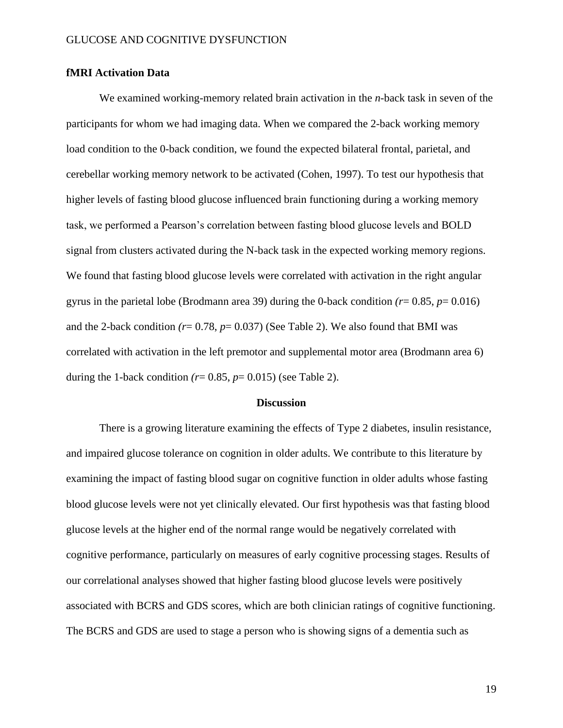**fMRI Activation Data**

We examined working-memory related brain activation in the *n*-back task in seven of the participants for whom we had imaging data. When we compared the 2-back working memory load condition to the 0-back condition, we found the expected bilateral frontal, parietal, and cerebellar working memory network to be activated (Cohen, 1997). To test our hypothesis that higher levels of fasting blood glucose influenced brain functioning during a working memory task, we performed a Pearson's correlation between fasting blood glucose levels and BOLD signal from clusters activated during the N-back task in the expected working memory regions. We found that fasting blood glucose levels were correlated with activation in the right angular gyrus in the parietal lobe (Brodmann area 39) during the 0-back condition ($r = 0.85$, $p = 0.016$) and the 2-back condition ($r = 0.78$, $p = 0.037$) (See Table 2). We also found that BMI was correlated with activation in the left premotor and supplemental motor area (Brodmann area 6) during the 1-back condition ($r = 0.85$, $p = 0.015$) (see Table 2).

## Discussion

There is a growing literature examining the effects of Type 2 diabetes, insulin resistance, and impaired glucose tolerance on cognition in older adults. We contribute to this literature by examining the impact of fasting blood sugar on cognitive function in older adults whose fasting blood glucose levels were not yet clinically elevated. Our first hypothesis was that fasting blood glucose levels at the higher end of the normal range would be negatively correlated with cognitive performance, particularly on measures of early cognitive processing stages. Results of our correlational analyses showed that higher fasting blood glucose levels were positively associated with BCRS and GDS scores, which are both clinician ratings of cognitive functioning. The BCRS and GDS are used to stage a person who is showing signs of a dementia such as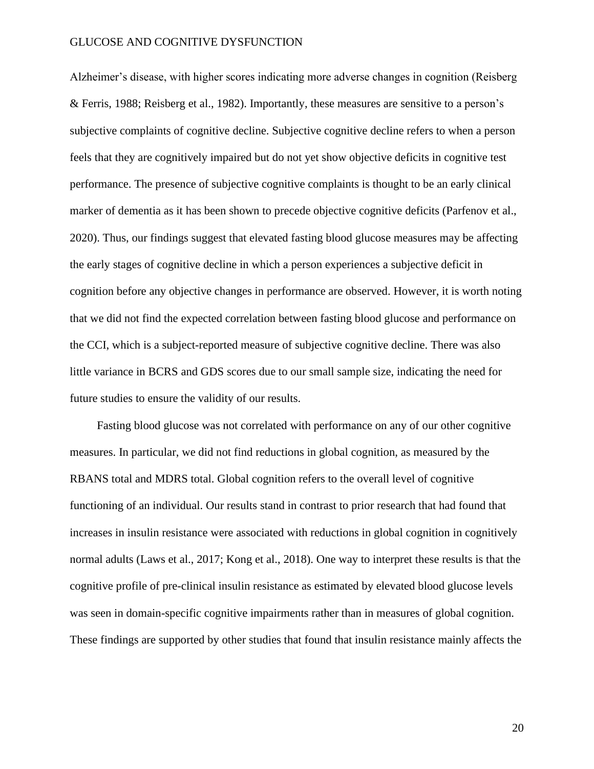Alzheimer's disease, with higher scores indicating more adverse changes in cognition (Reisberg & Ferris, 1988; Reisberg et al., 1982). Importantly, these measures are sensitive to a person's subjective complaints of cognitive decline. Subjective cognitive decline refers to when a person feels that they are cognitively impaired but do not yet show objective deficits in cognitive test performance. The presence of subjective cognitive complaints is thought to be an early clinical marker of dementia as it has been shown to precede objective cognitive deficits (Parfenov et al., 2020). Thus, our findings suggest that elevated fasting blood glucose measures may be affecting the early stages of cognitive decline in which a person experiences a subjective deficit in cognition before any objective changes in performance are observed. However, it is worth noting that we did not find the expected correlation between fasting blood glucose and performance on the CCI, which is a subject-reported measure of subjective cognitive decline. There was also little variance in BCRS and GDS scores due to our small sample size, indicating the need for future studies to ensure the validity of our results.

Fasting blood glucose was not correlated with performance on any of our other cognitive measures. In particular, we did not find reductions in global cognition, as measured by the RBANS total and MDRS total. Global cognition refers to the overall level of cognitive functioning of an individual. Our results stand in contrast to prior research that had found that increases in insulin resistance were associated with reductions in global cognition in cognitively normal adults (Laws et al., 2017; Kong et al., 2018). One way to interpret these results is that the cognitive profile of pre-clinical insulin resistance as estimated by elevated blood glucose levels was seen in domain-specific cognitive impairments rather than in measures of global cognition. These findings are supported by other studies that found that insulin resistance mainly affects the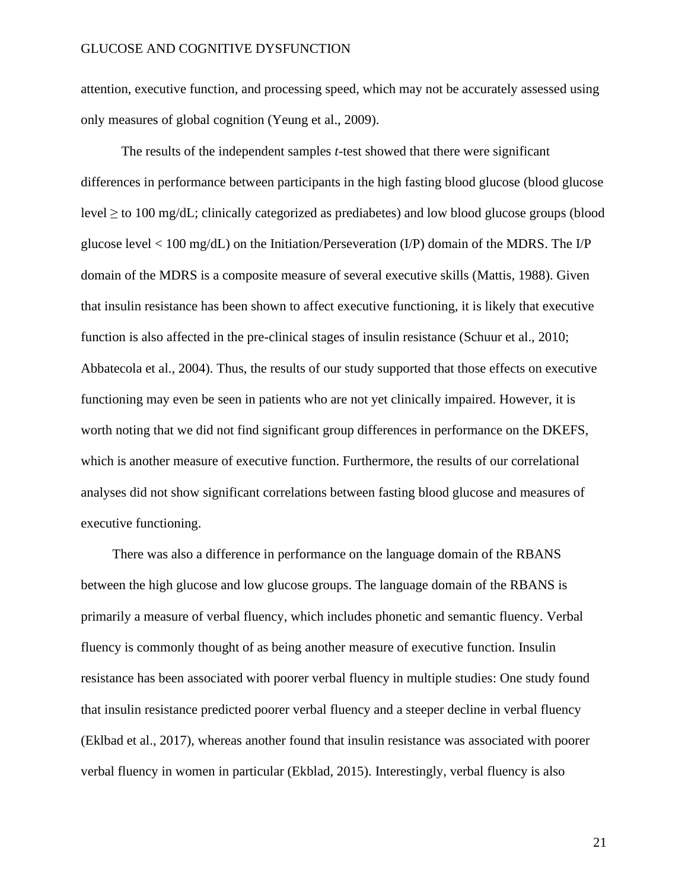attention, executive function, and processing speed, which may not be accurately assessed using only measures of global cognition (Yeung et al., 2009).

The results of the independent samples *t*-test showed that there were significant differences in performance between participants in the high fasting blood glucose (blood glucose level ≥ to 100 mg/dL; clinically categorized as prediabetes) and low blood glucose groups (blood glucose level < 100 mg/dL) on the Initiation/Perseveration (I/P) domain of the MDRS. The I/P domain of the MDRS is a composite measure of several executive skills (Mattis, 1988). Given that insulin resistance has been shown to affect executive functioning, it is likely that executive function is also affected in the pre-clinical stages of insulin resistance (Schuur et al., 2010; Abbatecola et al., 2004). Thus, the results of our study supported that those effects on executive functioning may even be seen in patients who are not yet clinically impaired. However, it is worth noting that we did not find significant group differences in performance on the DKEFS, which is another measure of executive function. Furthermore, the results of our correlational analyses did not show significant correlations between fasting blood glucose and measures of executive functioning.

There was also a difference in performance on the language domain of the RBANS between the high glucose and low glucose groups. The language domain of the RBANS is primarily a measure of verbal fluency, which includes phonetic and semantic fluency. Verbal fluency is commonly thought of as being another measure of executive function. Insulin resistance has been associated with poorer verbal fluency in multiple studies: One study found that insulin resistance predicted poorer verbal fluency and a steeper decline in verbal fluency (Eklbad et al., 2017), whereas another found that insulin resistance was associated with poorer verbal fluency in women in particular (Ekblad, 2015). Interestingly, verbal fluency is also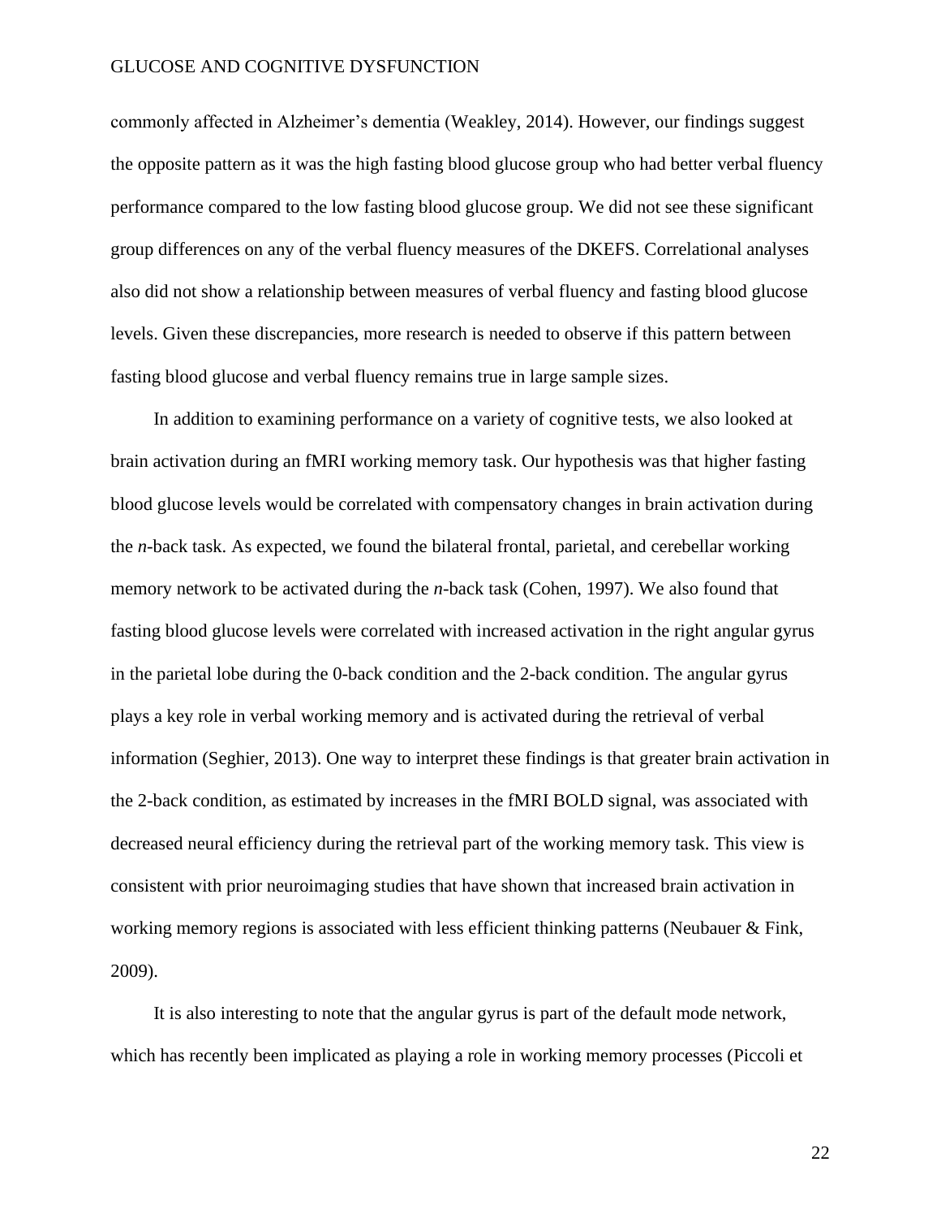commonly affected in Alzheimer's dementia (Weakley, 2014). However, our findings suggest the opposite pattern as it was the high fasting blood glucose group who had better verbal fluency performance compared to the low fasting blood glucose group. We did not see these significant group differences on any of the verbal fluency measures of the DKEFS. Correlational analyses also did not show a relationship between measures of verbal fluency and fasting blood glucose levels. Given these discrepancies, more research is needed to observe if this pattern between fasting blood glucose and verbal fluency remains true in large sample sizes.

In addition to examining performance on a variety of cognitive tests, we also looked at brain activation during an fMRI working memory task. Our hypothesis was that higher fasting blood glucose levels would be correlated with compensatory changes in brain activation during the *n*-back task. As expected, we found the bilateral frontal, parietal, and cerebellar working memory network to be activated during the *n*-back task (Cohen, 1997). We also found that fasting blood glucose levels were correlated with increased activation in the right angular gyrus in the parietal lobe during the 0-back condition and the 2-back condition. The angular gyrus plays a key role in verbal working memory and is activated during the retrieval of verbal information (Seghier, 2013). One way to interpret these findings is that greater brain activation in the 2-back condition, as estimated by increases in the fMRI BOLD signal, was associated with decreased neural efficiency during the retrieval part of the working memory task. This view is consistent with prior neuroimaging studies that have shown that increased brain activation in working memory regions is associated with less efficient thinking patterns (Neubauer & Fink, 2009).

It is also interesting to note that the angular gyrus is part of the default mode network, which has recently been implicated as playing a role in working memory processes (Piccoli et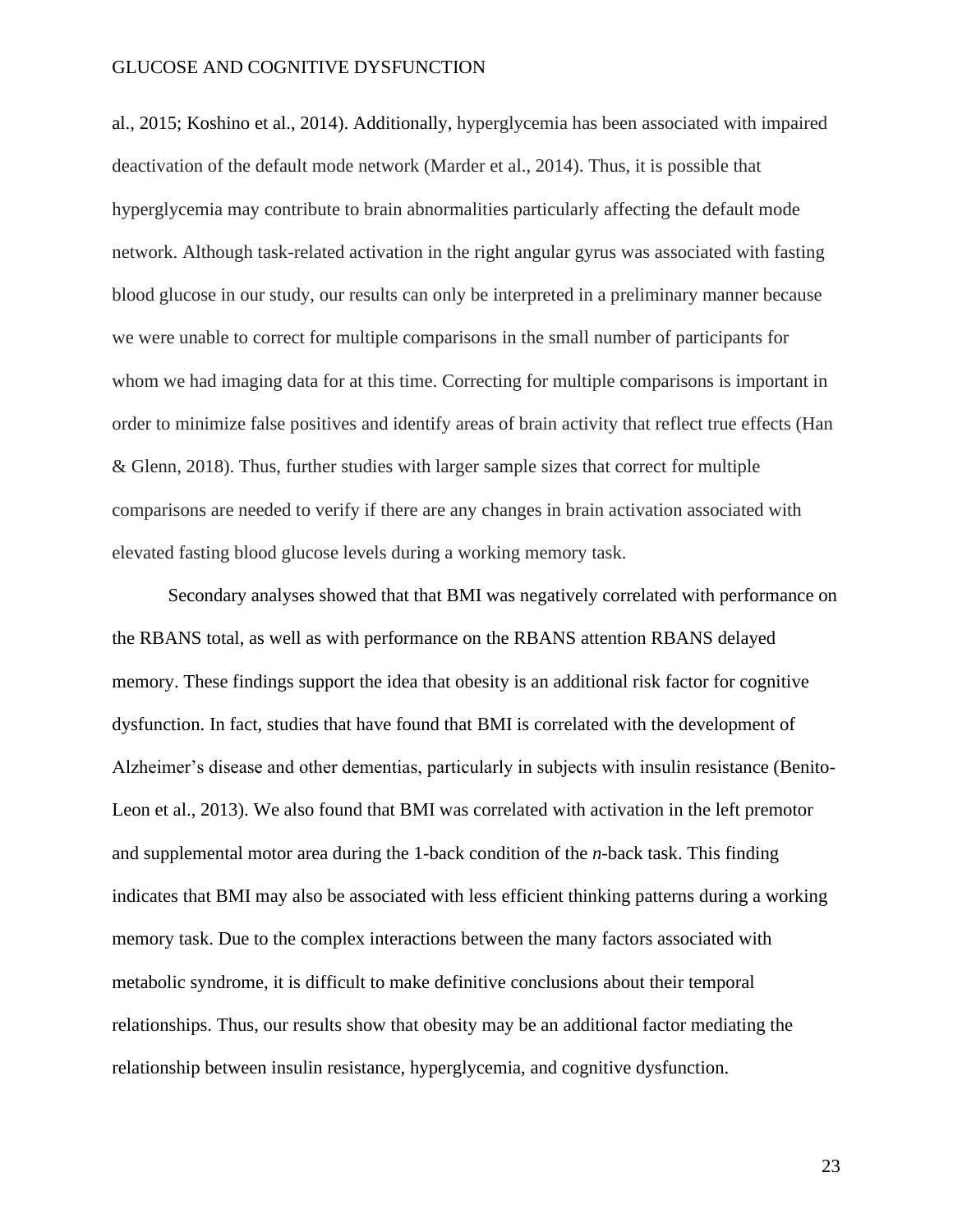al., 2015; Koshino et al., 2014). Additionally, hyperglycemia has been associated with impaired deactivation of the default mode network (Marder et al., 2014). Thus, it is possible that hyperglycemia may contribute to brain abnormalities particularly affecting the default mode network. Although task-related activation in the right angular gyrus was associated with fasting blood glucose in our study, our results can only be interpreted in a preliminary manner because we were unable to correct for multiple comparisons in the small number of participants for whom we had imaging data for at this time. Correcting for multiple comparisons is important in order to minimize false positives and identify areas of brain activity that reflect true effects (Han & Glenn, 2018). Thus, further studies with larger sample sizes that correct for multiple comparisons are needed to verify if there are any changes in brain activation associated with elevated fasting blood glucose levels during a working memory task.

Secondary analyses showed that that BMI was negatively correlated with performance on the RBANS total, as well as with performance on the RBANS attention RBANS delayed memory. These findings support the idea that obesity is an additional risk factor for cognitive dysfunction. In fact, studies that have found that BMI is correlated with the development of Alzheimer's disease and other dementias, particularly in subjects with insulin resistance (Benito-Leon et al., 2013). We also found that BMI was correlated with activation in the left premotor and supplemental motor area during the 1-back condition of the *n*-back task. This finding indicates that BMI may also be associated with less efficient thinking patterns during a working memory task. Due to the complex interactions between the many factors associated with metabolic syndrome, it is difficult to make definitive conclusions about their temporal relationships. Thus, our results show that obesity may be an additional factor mediating the relationship between insulin resistance, hyperglycemia, and cognitive dysfunction.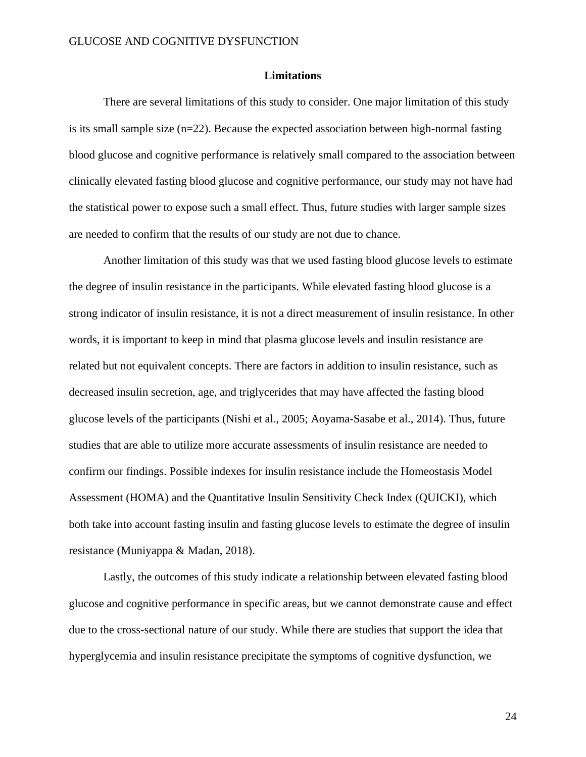## Limitations

There are several limitations of this study to consider. One major limitation of this study is its small sample size (n=22). Because the expected association between high-normal fasting blood glucose and cognitive performance is relatively small compared to the association between clinically elevated fasting blood glucose and cognitive performance, our study may not have had the statistical power to expose such a small effect. Thus, future studies with larger sample sizes are needed to confirm that the results of our study are not due to chance.

Another limitation of this study was that we used fasting blood glucose levels to estimate the degree of insulin resistance in the participants. While elevated fasting blood glucose is a strong indicator of insulin resistance, it is not a direct measurement of insulin resistance. In other words, it is important to keep in mind that plasma glucose levels and insulin resistance are related but not equivalent concepts. There are factors in addition to insulin resistance, such as decreased insulin secretion, age, and triglycerides that may have affected the fasting blood glucose levels of the participants (Nishi et al., 2005; Aoyama-Sasabe et al., 2014). Thus, future studies that are able to utilize more accurate assessments of insulin resistance are needed to confirm our findings. Possible indexes for insulin resistance include the Homeostasis Model Assessment (HOMA) and the Quantitative Insulin Sensitivity Check Index (QUICKI), which both take into account fasting insulin and fasting glucose levels to estimate the degree of insulin resistance (Muniyappa & Madan, 2018).

Lastly, the outcomes of this study indicate a relationship between elevated fasting blood glucose and cognitive performance in specific areas, but we cannot demonstrate cause and effect due to the cross-sectional nature of our study. While there are studies that support the idea that hyperglycemia and insulin resistance precipitate the symptoms of cognitive dysfunction, we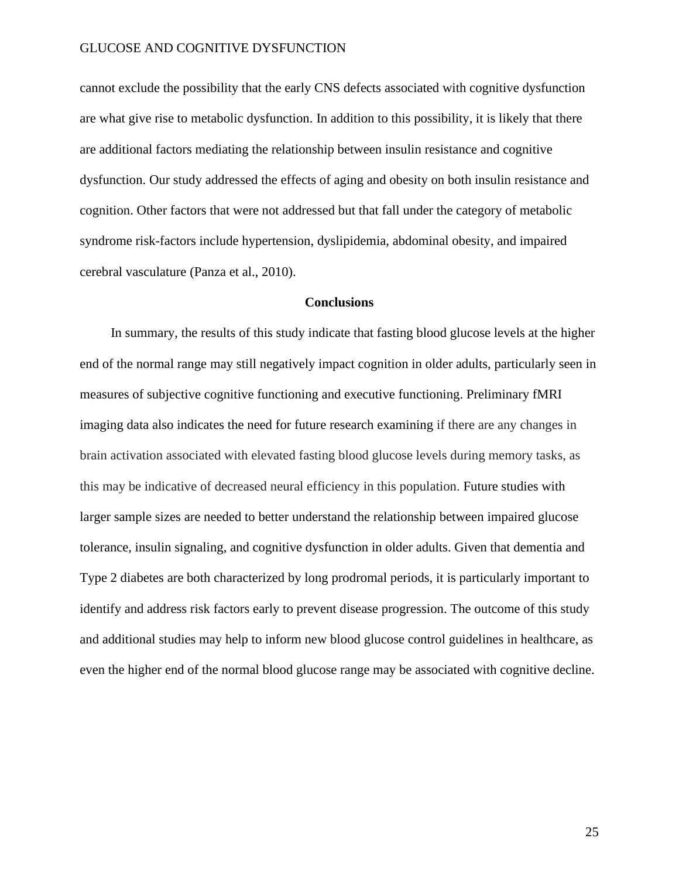cannot exclude the possibility that the early CNS defects associated with cognitive dysfunction are what give rise to metabolic dysfunction. In addition to this possibility, it is likely that there are additional factors mediating the relationship between insulin resistance and cognitive dysfunction. Our study addressed the effects of aging and obesity on both insulin resistance and cognition. Other factors that were not addressed but that fall under the category of metabolic syndrome risk-factors include hypertension, dyslipidemia, abdominal obesity, and impaired cerebral vasculature (Panza et al., 2010).

## Conclusions

In summary, the results of this study indicate that fasting blood glucose levels at the higher end of the normal range may still negatively impact cognition in older adults, particularly seen in measures of subjective cognitive functioning and executive functioning. Preliminary fMRI imaging data also indicates the need for future research examining if there are any changes in brain activation associated with elevated fasting blood glucose levels during memory tasks, as this may be indicative of decreased neural efficiency in this population. Future studies with larger sample sizes are needed to better understand the relationship between impaired glucose tolerance, insulin signaling, and cognitive dysfunction in older adults. Given that dementia and Type 2 diabetes are both characterized by long prodromal periods, it is particularly important to identify and address risk factors early to prevent disease progression. The outcome of this study and additional studies may help to inform new blood glucose control guidelines in healthcare, as even the higher end of the normal blood glucose range may be associated with cognitive decline.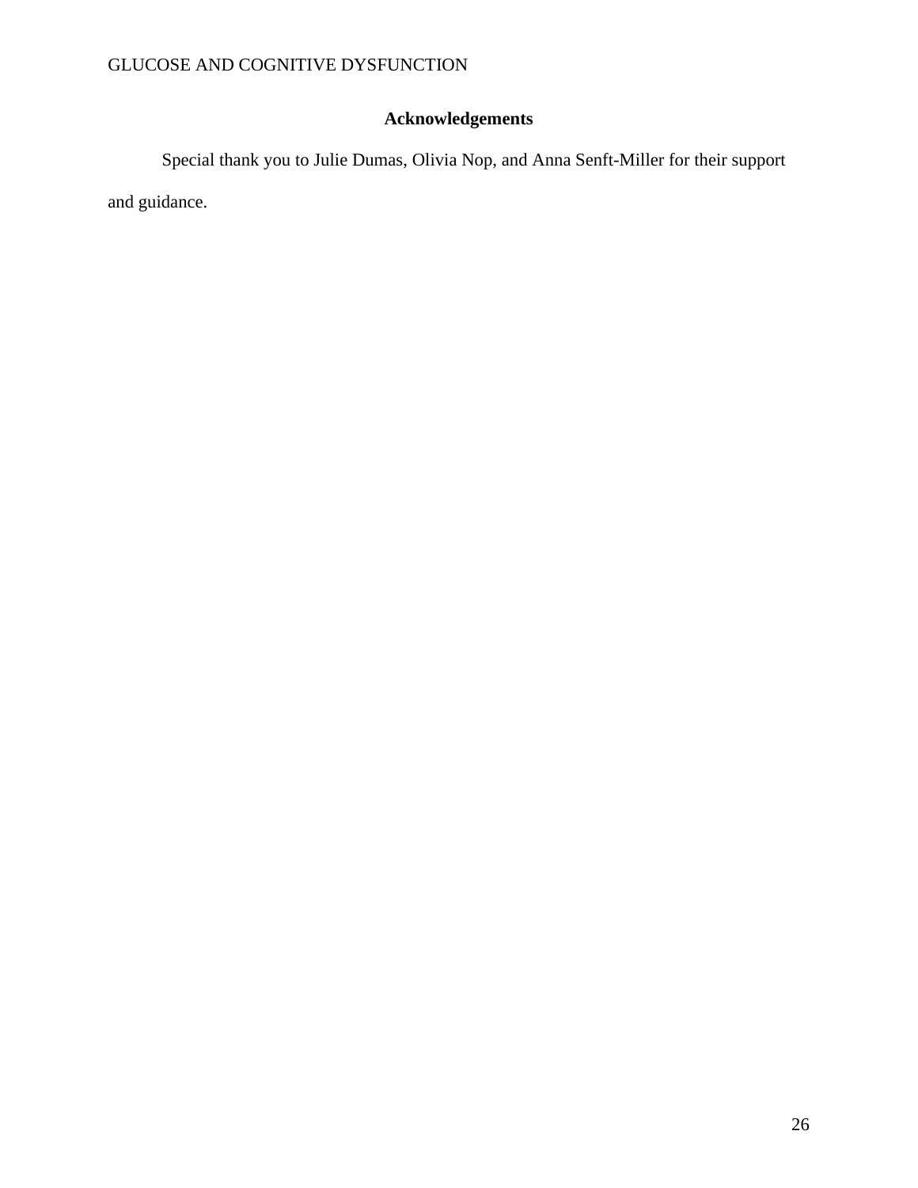## Acknowledgements

Special thank you to Julie Dumas, Olivia Nop, and Anna Senft-Miller for their support and guidance.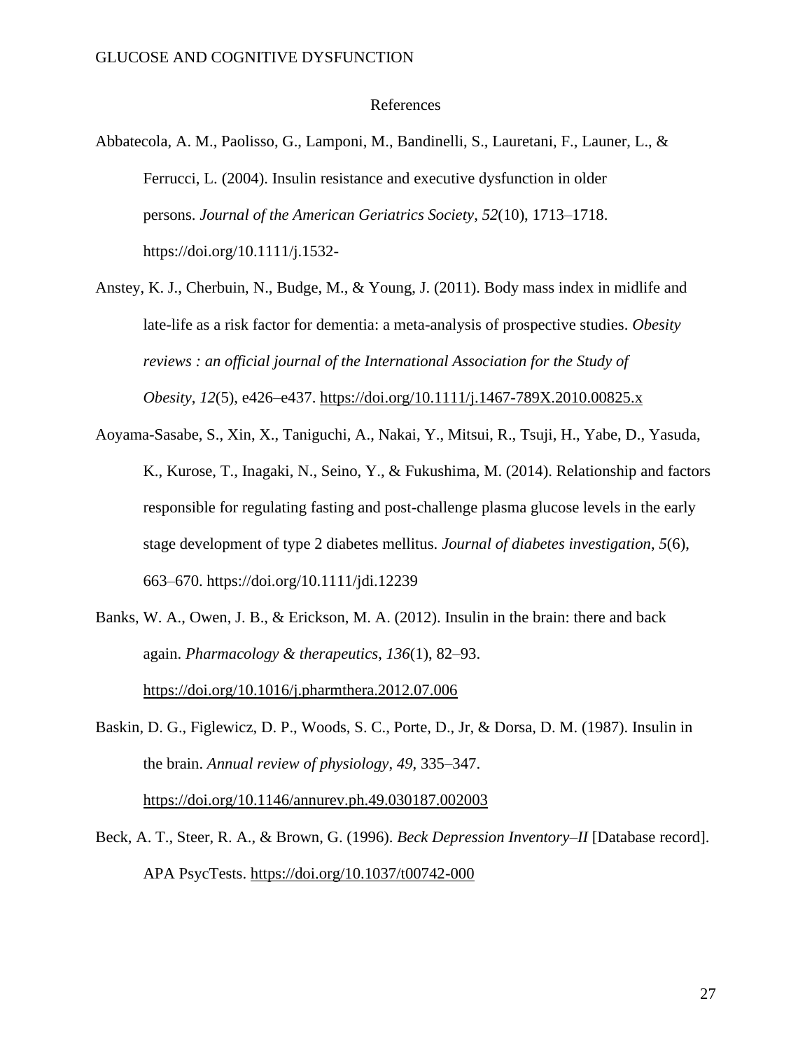# References

Abbatecola, A. M., Paolisso, G., Lamponi, M., Bandinelli, S., Lauretani, F., Launer, L., & Ferrucci, L. (2004). Insulin resistance and executive dysfunction in older persons. *Journal of the American Geriatrics Society*, *52*(10), 1713–1718. https://doi.org/10.1111/j.1532-

Anstey, K. J., Cherbuin, N., Budge, M., & Young, J. (2011). Body mass index in midlife and late-life as a risk factor for dementia: a meta-analysis of prospective studies. *Obesity reviews : an official journal of the International Association for the Study of Obesity*, *12*(5), e426–e437. https://doi.org/10.1111/j.1467-789X.2010.00825.x

Aoyama-Sasabe, S., Xin, X., Taniguchi, A., Nakai, Y., Mitsui, R., Tsuji, H., Yabe, D., Yasuda, K., Kurose, T., Inagaki, N., Seino, Y., & Fukushima, M. (2014). Relationship and factors responsible for regulating fasting and post-challenge plasma glucose levels in the early stage development of type 2 diabetes mellitus. *Journal of diabetes investigation*, *5*(6), 663–670. https://doi.org/10.1111/jdi.12239

Banks, W. A., Owen, J. B., & Erickson, M. A. (2012). Insulin in the brain: there and back again. *Pharmacology & therapeutics*, *136*(1), 82–93. https://doi.org/10.1016/j.pharmthera.2012.07.006

Baskin, D. G., Figlewicz, D. P., Woods, S. C., Porte, D., Jr, & Dorsa, D. M. (1987). Insulin in the brain. *Annual review of physiology*, *49*, 335–347. https://doi.org/10.1146/annurev.ph.49.030187.002003

Beck, A. T., Steer, R. A., & Brown, G. (1996). *Beck Depression Inventory–II* [Database record]. APA PsycTests. https://doi.org/10.1037/t00742-000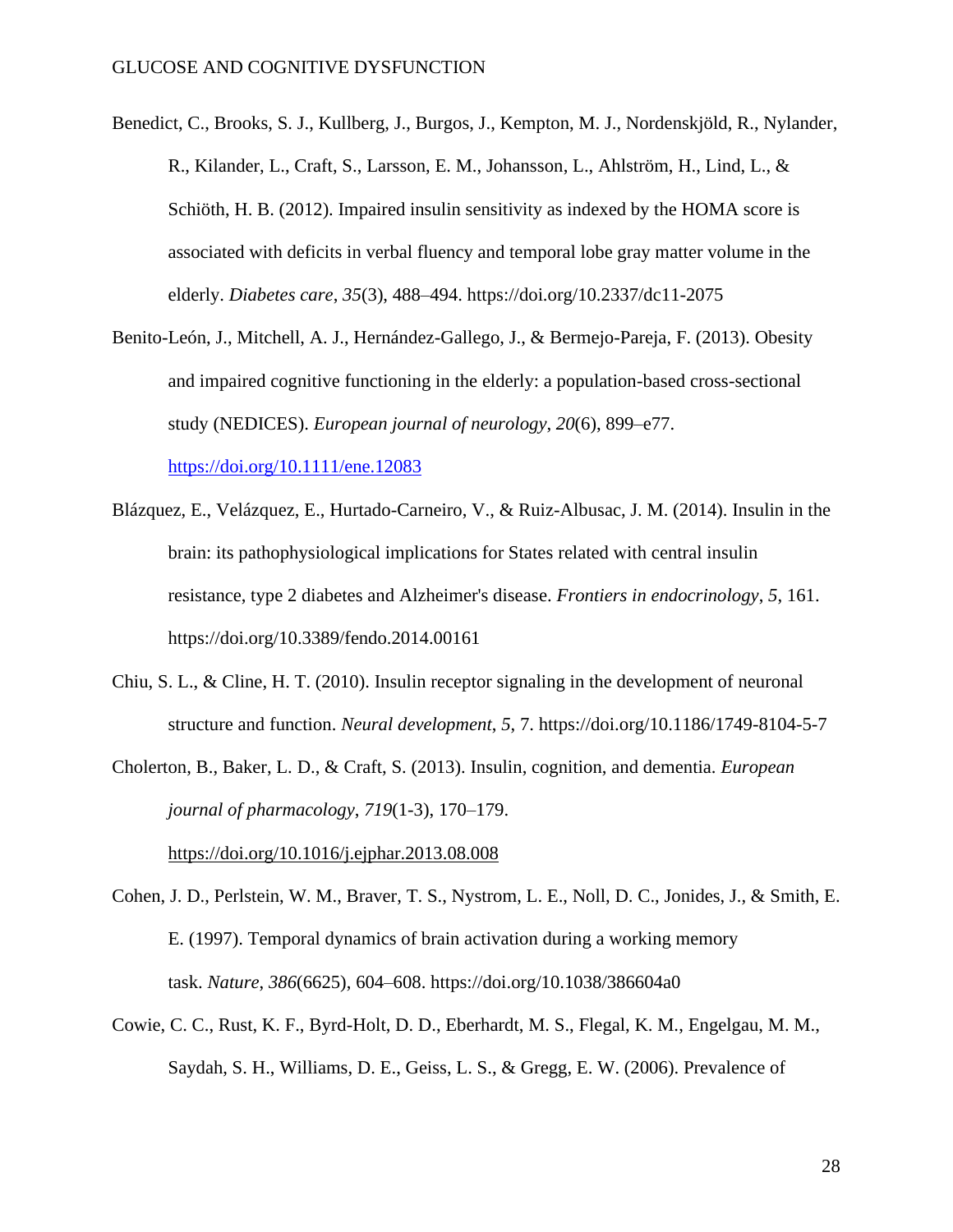Benedict, C., Brooks, S. J., Kullberg, J., Burgos, J., Kempton, M. J., Nordenskjöld, R., Nylander, R., Kilander, L., Craft, S., Larsson, E. M., Johansson, L., Ahlström, H., Lind, L., & Schiöth, H. B. (2012). Impaired insulin sensitivity as indexed by the HOMA score is associated with deficits in verbal fluency and temporal lobe gray matter volume in the elderly. *Diabetes care*, *35*(3), 488–494. https://doi.org/10.2337/dc11-2075

Benito-León, J., Mitchell, A. J., Hernández-Gallego, J., & Bermejo-Pareja, F. (2013). Obesity and impaired cognitive functioning in the elderly: a population-based cross-sectional study (NEDICES). *European journal of neurology*, *20*(6), 899–e77. https://doi.org/10.1111/ene.12083

Blázquez, E., Velázquez, E., Hurtado-Carneiro, V., & Ruiz-Albusac, J. M. (2014). Insulin in the brain: its pathophysiological implications for States related with central insulin resistance, type 2 diabetes and Alzheimer's disease. *Frontiers in endocrinology*, *5*, 161. https://doi.org/10.3389/fendo.2014.00161

Chiu, S. L., & Cline, H. T. (2010). Insulin receptor signaling in the development of neuronal structure and function. *Neural development*, *5*, 7. https://doi.org/10.1186/1749-8104-5-7

Cholerton, B., Baker, L. D., & Craft, S. (2013). Insulin, cognition, and dementia. *European journal of pharmacology*, *719*(1-3), 170–179. https://doi.org/10.1016/j.ejphar.2013.08.008

Cohen, J. D., Perlstein, W. M., Braver, T. S., Nystrom, L. E., Noll, D. C., Jonides, J., & Smith, E. E. (1997). Temporal dynamics of brain activation during a working memory task. *Nature*, *386*(6625), 604–608. https://doi.org/10.1038/386604a0

Cowie, C. C., Rust, K. F., Byrd-Holt, D. D., Eberhardt, M. S., Flegal, K. M., Engelgau, M. M., Saydah, S. H., Williams, D. E., Geiss, L. S., & Gregg, E. W. (2006). Prevalence of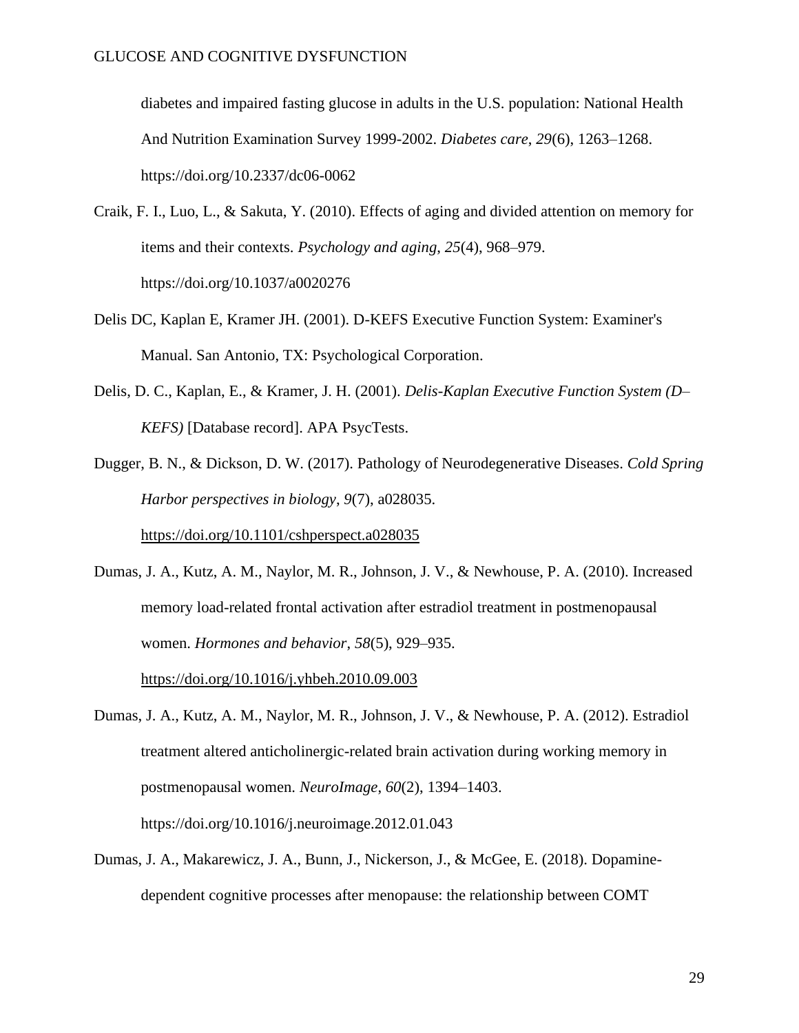diabetes and impaired fasting glucose in adults in the U.S. population: National Health And Nutrition Examination Survey 1999-2002. *Diabetes care*, *29*(6), 1263–1268. https://doi.org/10.2337/dc06-0062

Craik, F. I., Luo, L., & Sakuta, Y. (2010). Effects of aging and divided attention on memory for items and their contexts. *Psychology and aging*, *25*(4), 968–979. https://doi.org/10.1037/a0020276

Delis DC, Kaplan E, Kramer JH. (2001). D-KEFS Executive Function System: Examiner's Manual. San Antonio, TX: Psychological Corporation.

Delis, D. C., Kaplan, E., & Kramer, J. H. (2001). *Delis-Kaplan Executive Function System (D–KEFS)* [Database record]. APA PsycTests.

Dugger, B. N., & Dickson, D. W. (2017). Pathology of Neurodegenerative Diseases. *Cold Spring Harbor perspectives in biology*, *9*(7), a028035. https://doi.org/10.1101/cshperspect.a028035

Dumas, J. A., Kutz, A. M., Naylor, M. R., Johnson, J. V., & Newhouse, P. A. (2010). Increased memory load-related frontal activation after estradiol treatment in postmenopausal women. *Hormones and behavior*, *58*(5), 929–935. https://doi.org/10.1016/j.yhbeh.2010.09.003

Dumas, J. A., Kutz, A. M., Naylor, M. R., Johnson, J. V., & Newhouse, P. A. (2012). Estradiol treatment altered anticholinergic-related brain activation during working memory in postmenopausal women. *NeuroImage*, *60*(2), 1394–1403. https://doi.org/10.1016/j.neuroimage.2012.01.043

Dumas, J. A., Makarewicz, J. A., Bunn, J., Nickerson, J., & McGee, E. (2018). Dopamine-dependent cognitive processes after menopause: the relationship between COMT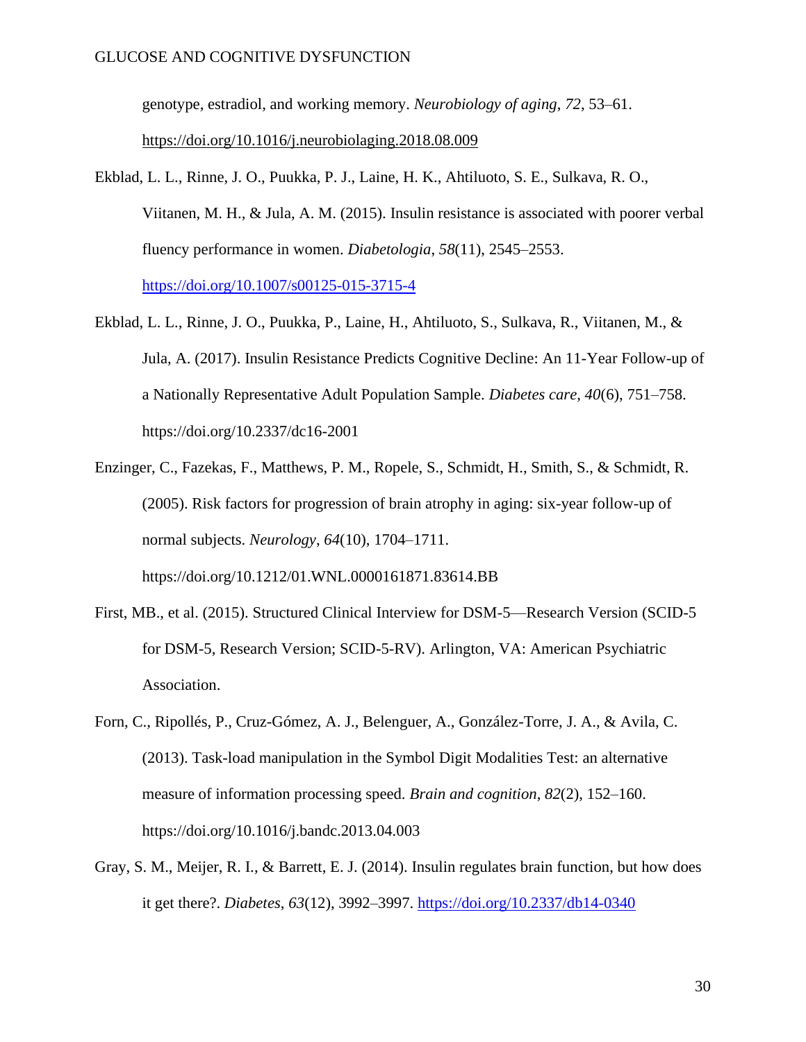genotype, estradiol, and working memory. *Neurobiology of aging*, *72*, 53–61. https://doi.org/10.1016/j.neurobiolaging.2018.08.009

Ekblad, L. L., Rinne, J. O., Puukka, P. J., Laine, H. K., Ahtiluoto, S. E., Sulkava, R. O., Viitanen, M. H., & Jula, A. M. (2015). Insulin resistance is associated with poorer verbal fluency performance in women. *Diabetologia*, *58*(11), 2545–2553. https://doi.org/10.1007/s00125-015-3715-4

Ekblad, L. L., Rinne, J. O., Puukka, P., Laine, H., Ahtiluoto, S., Sulkava, R., Viitanen, M., & Jula, A. (2017). Insulin Resistance Predicts Cognitive Decline: An 11-Year Follow-up of a Nationally Representative Adult Population Sample. *Diabetes care*, *40*(6), 751–758. https://doi.org/10.2337/dc16-2001

Enzinger, C., Fazekas, F., Matthews, P. M., Ropele, S., Schmidt, H., Smith, S., & Schmidt, R. (2005). Risk factors for progression of brain atrophy in aging: six-year follow-up of normal subjects. *Neurology*, *64*(10), 1704–1711. https://doi.org/10.1212/01.WNL.0000161871.83614.BB

First, MB., et al. (2015). Structured Clinical Interview for DSM-5—Research Version (SCID-5 for DSM-5, Research Version; SCID-5-RV). Arlington, VA: American Psychiatric Association.

Forn, C., Ripollés, P., Cruz-Gómez, A. J., Belenguer, A., González-Torre, J. A., & Avila, C. (2013). Task-load manipulation in the Symbol Digit Modalities Test: an alternative measure of information processing speed. *Brain and cognition*, *82*(2), 152–160. https://doi.org/10.1016/j.bandc.2013.04.003

Gray, S. M., Meijer, R. I., & Barrett, E. J. (2014). Insulin regulates brain function, but how does it get there?. *Diabetes*, *63*(12), 3992–3997. https://doi.org/10.2337/db14-0340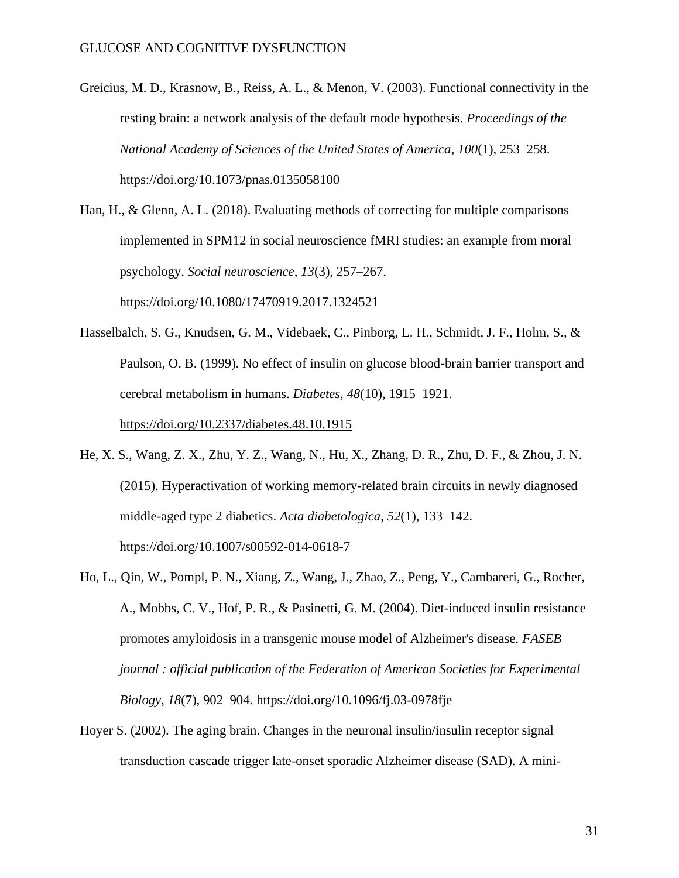Greicius, M. D., Krasnow, B., Reiss, A. L., & Menon, V. (2003). Functional connectivity in the resting brain: a network analysis of the default mode hypothesis. *Proceedings of the National Academy of Sciences of the United States of America*, *100*(1), 253–258. https://doi.org/10.1073/pnas.0135058100

Han, H., & Glenn, A. L. (2018). Evaluating methods of correcting for multiple comparisons implemented in SPM12 in social neuroscience fMRI studies: an example from moral psychology. *Social neuroscience*, *13*(3), 257–267. https://doi.org/10.1080/17470919.2017.1324521

Hasselbalch, S. G., Knudsen, G. M., Videbaek, C., Pinborg, L. H., Schmidt, J. F., Holm, S., & Paulson, O. B. (1999). No effect of insulin on glucose blood-brain barrier transport and cerebral metabolism in humans. *Diabetes*, *48*(10), 1915–1921. https://doi.org/10.2337/diabetes.48.10.1915

He, X. S., Wang, Z. X., Zhu, Y. Z., Wang, N., Hu, X., Zhang, D. R., Zhu, D. F., & Zhou, J. N. (2015). Hyperactivation of working memory-related brain circuits in newly diagnosed middle-aged type 2 diabetics. *Acta diabetologica*, *52*(1), 133–142. https://doi.org/10.1007/s00592-014-0618-7

Ho, L., Qin, W., Pompl, P. N., Xiang, Z., Wang, J., Zhao, Z., Peng, Y., Cambareri, G., Rocher, A., Mobbs, C. V., Hof, P. R., & Pasinetti, G. M. (2004). Diet-induced insulin resistance promotes amyloidosis in a transgenic mouse model of Alzheimer's disease. *FASEB journal : official publication of the Federation of American Societies for Experimental Biology*, *18*(7), 902–904. https://doi.org/10.1096/fj.03-0978fje

Hoyer S. (2002). The aging brain. Changes in the neuronal insulin/insulin receptor signal transduction cascade trigger late-onset sporadic Alzheimer disease (SAD). A mini-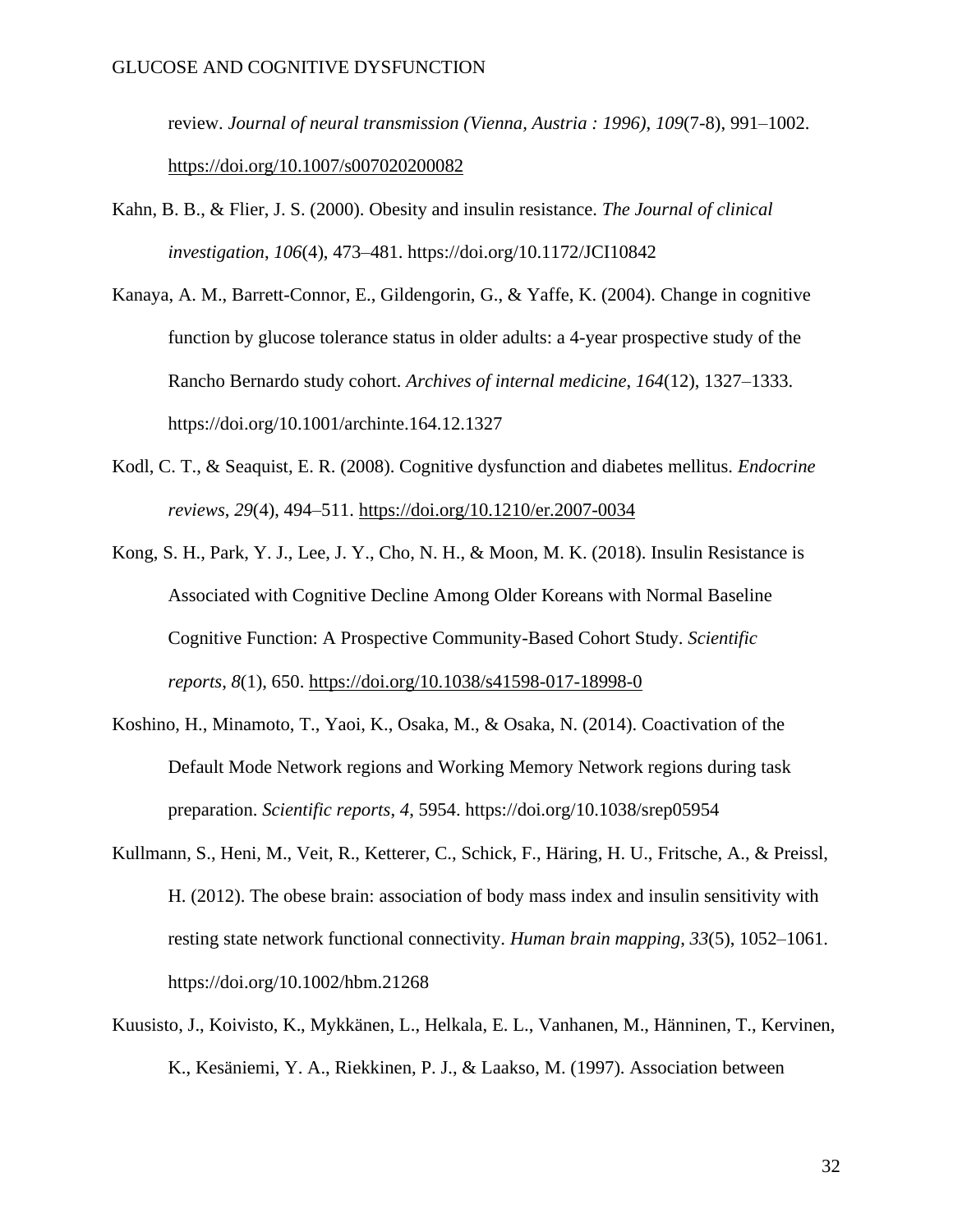review. *Journal of neural transmission (Vienna, Austria : 1996)*, *109*(7-8), 991–1002. https://doi.org/10.1007/s007020200082

Kahn, B. B., & Flier, J. S. (2000). Obesity and insulin resistance. *The Journal of clinical investigation*, *106*(4), 473–481. https://doi.org/10.1172/JCI10842

Kanaya, A. M., Barrett-Connor, E., Gildengorin, G., & Yaffe, K. (2004). Change in cognitive function by glucose tolerance status in older adults: a 4-year prospective study of the Rancho Bernardo study cohort. *Archives of internal medicine*, *164*(12), 1327–1333. https://doi.org/10.1001/archinte.164.12.1327

Kodl, C. T., & Seaquist, E. R. (2008). Cognitive dysfunction and diabetes mellitus. *Endocrine reviews*, *29*(4), 494–511. https://doi.org/10.1210/er.2007-0034

Kong, S. H., Park, Y. J., Lee, J. Y., Cho, N. H., & Moon, M. K. (2018). Insulin Resistance is Associated with Cognitive Decline Among Older Koreans with Normal Baseline Cognitive Function: A Prospective Community-Based Cohort Study. *Scientific reports*, *8*(1), 650. https://doi.org/10.1038/s41598-017-18998-0

Koshino, H., Minamoto, T., Yaoi, K., Osaka, M., & Osaka, N. (2014). Coactivation of the Default Mode Network regions and Working Memory Network regions during task preparation. *Scientific reports*, *4*, 5954. https://doi.org/10.1038/srep05954

Kullmann, S., Heni, M., Veit, R., Ketterer, C., Schick, F., Häring, H. U., Fritsche, A., & Preissl, H. (2012). The obese brain: association of body mass index and insulin sensitivity with resting state network functional connectivity. *Human brain mapping*, *33*(5), 1052–1061. https://doi.org/10.1002/hbm.21268

Kuusisto, J., Koivisto, K., Mykkänen, L., Helkala, E. L., Vanhanen, M., Hänninen, T., Kervinen, K., Kesäniemi, Y. A., Riekkinen, P. J., & Laakso, M. (1997). Association between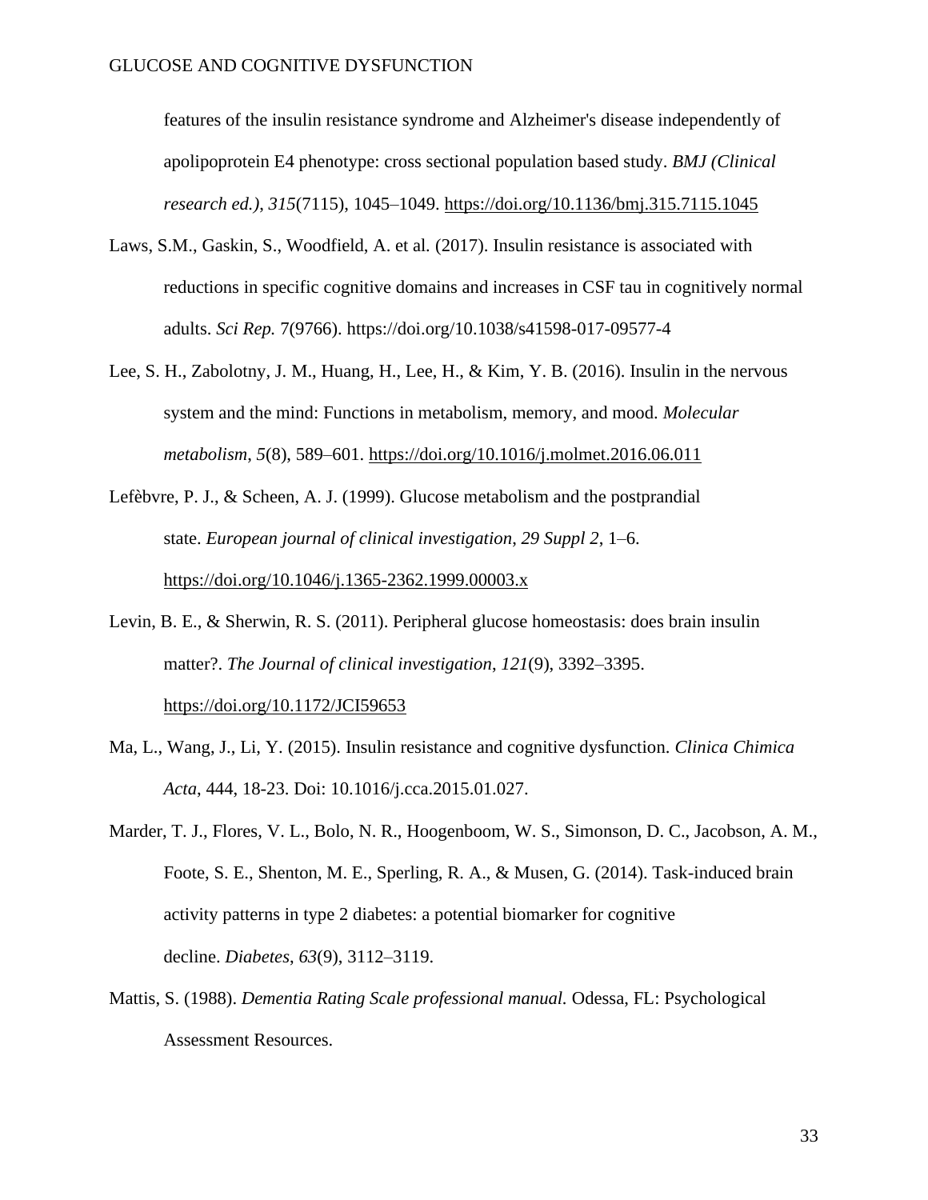features of the insulin resistance syndrome and Alzheimer's disease independently of apolipoprotein E4 phenotype: cross sectional population based study. *BMJ (Clinical research ed.)*, *315*(7115), 1045–1049. https://doi.org/10.1136/bmj.315.7115.1045

Laws, S.M., Gaskin, S., Woodfield, A. et al. (2017). Insulin resistance is associated with reductions in specific cognitive domains and increases in CSF tau in cognitively normal adults. *Sci Rep.* 7(9766). https://doi.org/10.1038/s41598-017-09577-4

Lee, S. H., Zabolotny, J. M., Huang, H., Lee, H., & Kim, Y. B. (2016). Insulin in the nervous system and the mind: Functions in metabolism, memory, and mood. *Molecular metabolism*, *5*(8), 589–601. https://doi.org/10.1016/j.molmet.2016.06.011

Lefèbvre, P. J., & Scheen, A. J. (1999). Glucose metabolism and the postprandial state. *European journal of clinical investigation*, *29 Suppl 2*, 1–6. https://doi.org/10.1046/j.1365-2362.1999.00003.x

Levin, B. E., & Sherwin, R. S. (2011). Peripheral glucose homeostasis: does brain insulin matter?. *The Journal of clinical investigation*, *121*(9), 3392–3395. https://doi.org/10.1172/JCI59653

Ma, L., Wang, J., Li, Y. (2015). Insulin resistance and cognitive dysfunction. *Clinica Chimica Acta*, 444, 18-23. Doi: 10.1016/j.cca.2015.01.027.

Marder, T. J., Flores, V. L., Bolo, N. R., Hoogenboom, W. S., Simonson, D. C., Jacobson, A. M., Foote, S. E., Shenton, M. E., Sperling, R. A., & Musen, G. (2014). Task-induced brain activity patterns in type 2 diabetes: a potential biomarker for cognitive decline. *Diabetes*, *63*(9), 3112–3119.

Mattis, S. (1988). *Dementia Rating Scale professional manual.* Odessa, FL: Psychological Assessment Resources.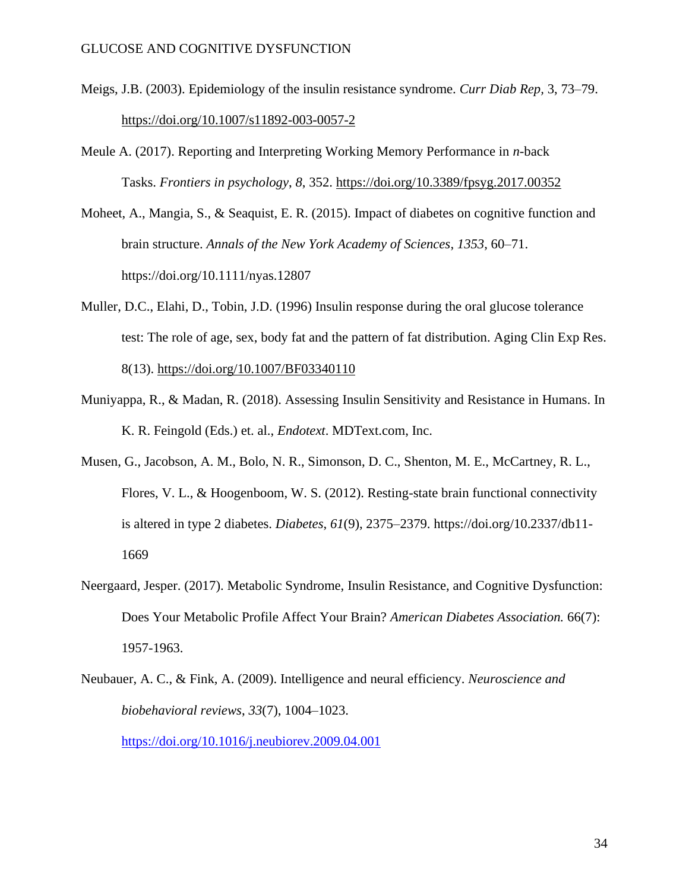Meigs, J.B. (2003). Epidemiology of the insulin resistance syndrome. *Curr Diab Rep,* 3, 73–79. https://doi.org/10.1007/s11892-003-0057-2

Meule A. (2017). Reporting and Interpreting Working Memory Performance in *n*-back Tasks. *Frontiers in psychology*, *8*, 352. https://doi.org/10.3389/fpsyg.2017.00352

Moheet, A., Mangia, S., & Seaquist, E. R. (2015). Impact of diabetes on cognitive function and brain structure. *Annals of the New York Academy of Sciences*, *1353*, 60–71. https://doi.org/10.1111/nyas.12807

Muller, D.C., Elahi, D., Tobin, J.D. (1996) Insulin response during the oral glucose tolerance test: The role of age, sex, body fat and the pattern of fat distribution. Aging Clin Exp Res. 8(13). https://doi.org/10.1007/BF03340110

Muniyappa, R., & Madan, R. (2018). Assessing Insulin Sensitivity and Resistance in Humans. In K. R. Feingold (Eds.) et. al., *Endotext*. MDText.com, Inc.

Musen, G., Jacobson, A. M., Bolo, N. R., Simonson, D. C., Shenton, M. E., McCartney, R. L., Flores, V. L., & Hoogenboom, W. S. (2012). Resting-state brain functional connectivity is altered in type 2 diabetes. *Diabetes*, *61*(9), 2375–2379. https://doi.org/10.2337/db11-1669

Neergaard, Jesper. (2017). Metabolic Syndrome, Insulin Resistance, and Cognitive Dysfunction: Does Your Metabolic Profile Affect Your Brain? *American Diabetes Association.* 66(7): 1957-1963.

Neubauer, A. C., & Fink, A. (2009). Intelligence and neural efficiency. *Neuroscience and biobehavioral reviews*, *33*(7), 1004–1023. https://doi.org/10.1016/j.neubiorev.2009.04.001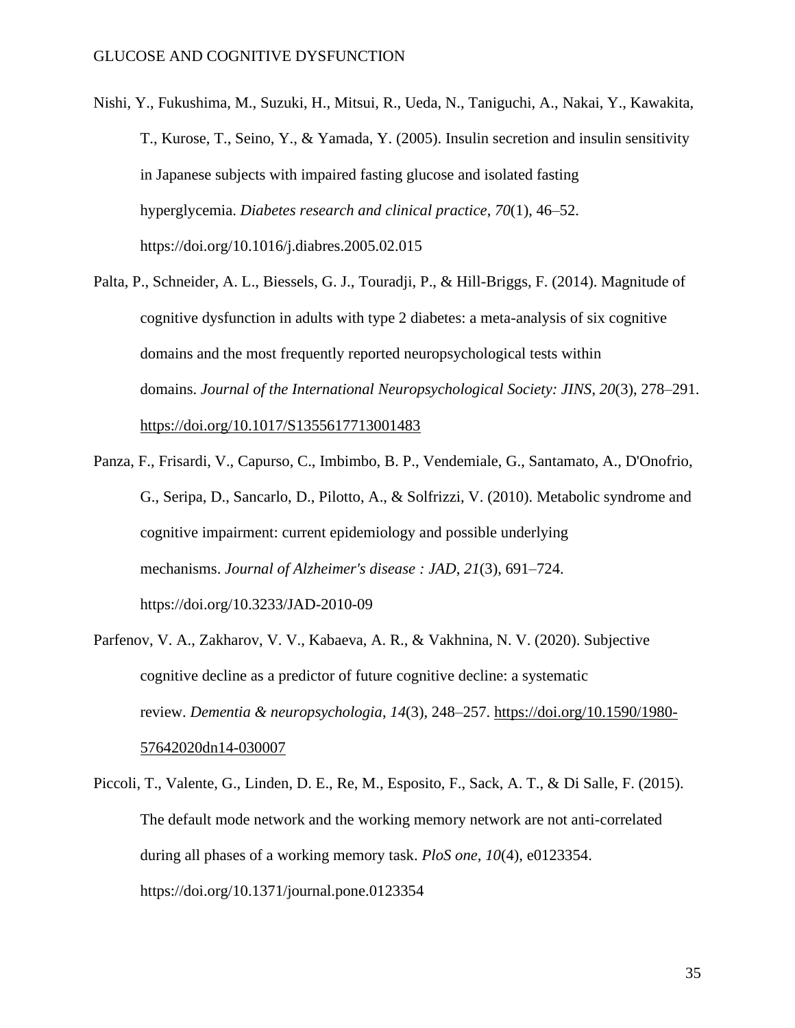Nishi, Y., Fukushima, M., Suzuki, H., Mitsui, R., Ueda, N., Taniguchi, A., Nakai, Y., Kawakita, T., Kurose, T., Seino, Y., & Yamada, Y. (2005). Insulin secretion and insulin sensitivity in Japanese subjects with impaired fasting glucose and isolated fasting hyperglycemia. *Diabetes research and clinical practice*, *70*(1), 46–52. https://doi.org/10.1016/j.diabres.2005.02.015

Palta, P., Schneider, A. L., Biessels, G. J., Touradji, P., & Hill-Briggs, F. (2014). Magnitude of cognitive dysfunction in adults with type 2 diabetes: a meta-analysis of six cognitive domains and the most frequently reported neuropsychological tests within domains. *Journal of the International Neuropsychological Society: JINS*, *20*(3), 278–291. https://doi.org/10.1017/S1355617713001483

Panza, F., Frisardi, V., Capurso, C., Imbimbo, B. P., Vendemiale, G., Santamato, A., D'Onofrio, G., Seripa, D., Sancarlo, D., Pilotto, A., & Solfrizzi, V. (2010). Metabolic syndrome and cognitive impairment: current epidemiology and possible underlying mechanisms. *Journal of Alzheimer's disease : JAD*, *21*(3), 691–724. https://doi.org/10.3233/JAD-2010-09

Parfenov, V. A., Zakharov, V. V., Kabaeva, A. R., & Vakhnina, N. V. (2020). Subjective cognitive decline as a predictor of future cognitive decline: a systematic review. *Dementia & neuropsychologia*, *14*(3), 248–257. https://doi.org/10.1590/1980-57642020dn14-030007

Piccoli, T., Valente, G., Linden, D. E., Re, M., Esposito, F., Sack, A. T., & Di Salle, F. (2015). The default mode network and the working memory network are not anti-correlated during all phases of a working memory task. *PloS one*, *10*(4), e0123354. https://doi.org/10.1371/journal.pone.0123354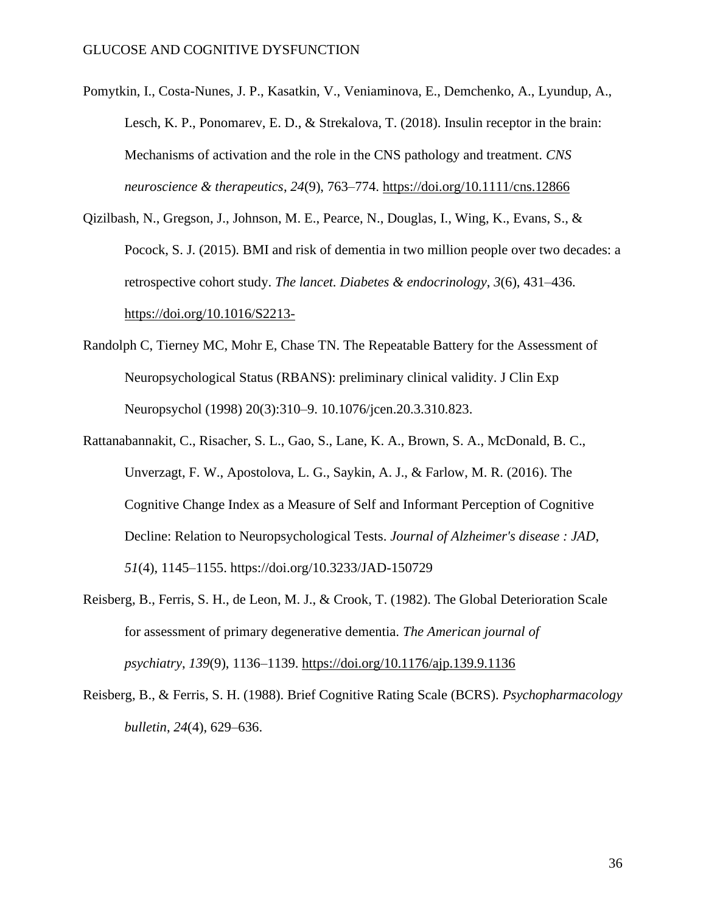Pomytkin, I., Costa-Nunes, J. P., Kasatkin, V., Veniaminova, E., Demchenko, A., Lyundup, A., Lesch, K. P., Ponomarev, E. D., & Strekalova, T. (2018). Insulin receptor in the brain: Mechanisms of activation and the role in the CNS pathology and treatment. *CNS neuroscience & therapeutics*, *24*(9), 763–774. https://doi.org/10.1111/cns.12866

Qizilbash, N., Gregson, J., Johnson, M. E., Pearce, N., Douglas, I., Wing, K., Evans, S., & Pocock, S. J. (2015). BMI and risk of dementia in two million people over two decades: a retrospective cohort study. *The lancet. Diabetes & endocrinology*, *3*(6), 431–436. https://doi.org/10.1016/S2213-

Randolph C, Tierney MC, Mohr E, Chase TN. The Repeatable Battery for the Assessment of Neuropsychological Status (RBANS): preliminary clinical validity. J Clin Exp Neuropsychol (1998) 20(3):310–9. 10.1076/jcen.20.3.310.823.

Rattanabannakit, C., Risacher, S. L., Gao, S., Lane, K. A., Brown, S. A., McDonald, B. C., Unverzagt, F. W., Apostolova, L. G., Saykin, A. J., & Farlow, M. R. (2016). The Cognitive Change Index as a Measure of Self and Informant Perception of Cognitive Decline: Relation to Neuropsychological Tests. *Journal of Alzheimer's disease : JAD*, *51*(4), 1145–1155. https://doi.org/10.3233/JAD-150729

Reisberg, B., Ferris, S. H., de Leon, M. J., & Crook, T. (1982). The Global Deterioration Scale for assessment of primary degenerative dementia. *The American journal of psychiatry*, *139*(9), 1136–1139. https://doi.org/10.1176/ajp.139.9.1136

Reisberg, B., & Ferris, S. H. (1988). Brief Cognitive Rating Scale (BCRS). *Psychopharmacology bulletin*, *24*(4), 629–636.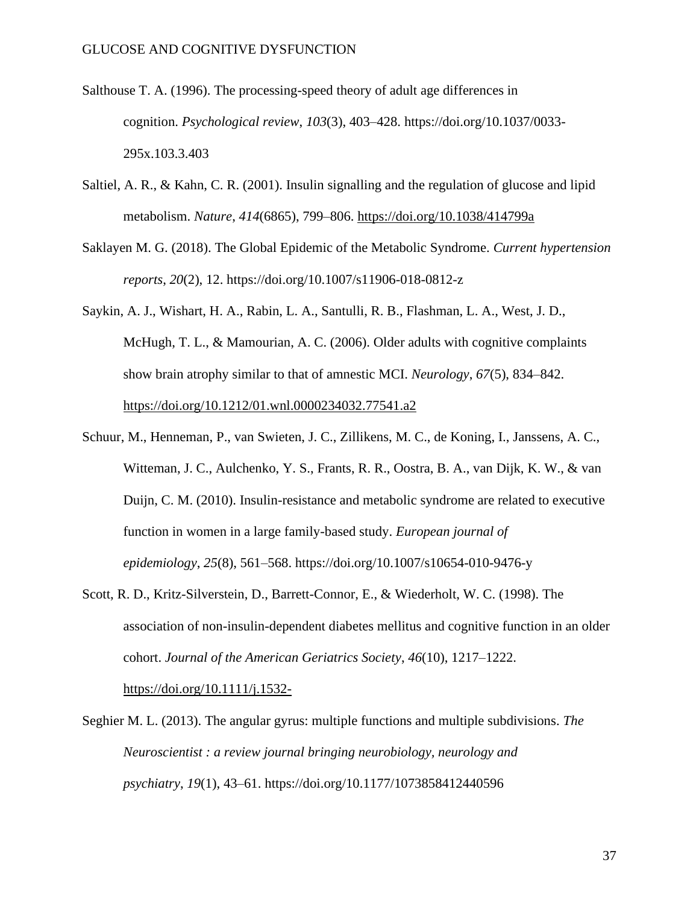Salthouse T. A. (1996). The processing-speed theory of adult age differences in cognition. *Psychological review*, *103*(3), 403–428. https://doi.org/10.1037/0033-295x.103.3.403

Saltiel, A. R., & Kahn, C. R. (2001). Insulin signalling and the regulation of glucose and lipid metabolism. *Nature*, *414*(6865), 799–806. https://doi.org/10.1038/414799a

Saklayen M. G. (2018). The Global Epidemic of the Metabolic Syndrome. *Current hypertension reports*, *20*(2), 12. https://doi.org/10.1007/s11906-018-0812-z

Saykin, A. J., Wishart, H. A., Rabin, L. A., Santulli, R. B., Flashman, L. A., West, J. D., McHugh, T. L., & Mamourian, A. C. (2006). Older adults with cognitive complaints show brain atrophy similar to that of amnestic MCI. *Neurology*, *67*(5), 834–842. https://doi.org/10.1212/01.wnl.0000234032.77541.a2

Schuur, M., Henneman, P., van Swieten, J. C., Zillikens, M. C., de Koning, I., Janssens, A. C., Witteman, J. C., Aulchenko, Y. S., Frants, R. R., Oostra, B. A., van Dijk, K. W., & van Duijn, C. M. (2010). Insulin-resistance and metabolic syndrome are related to executive function in women in a large family-based study. *European journal of epidemiology*, *25*(8), 561–568. https://doi.org/10.1007/s10654-010-9476-y

Scott, R. D., Kritz-Silverstein, D., Barrett-Connor, E., & Wiederholt, W. C. (1998). The association of non-insulin-dependent diabetes mellitus and cognitive function in an older cohort. *Journal of the American Geriatrics Society*, *46*(10), 1217–1222. https://doi.org/10.1111/j.1532-

Seghier M. L. (2013). The angular gyrus: multiple functions and multiple subdivisions. *The Neuroscientist : a review journal bringing neurobiology, neurology and psychiatry*, *19*(1), 43–61. https://doi.org/10.1177/1073858412440596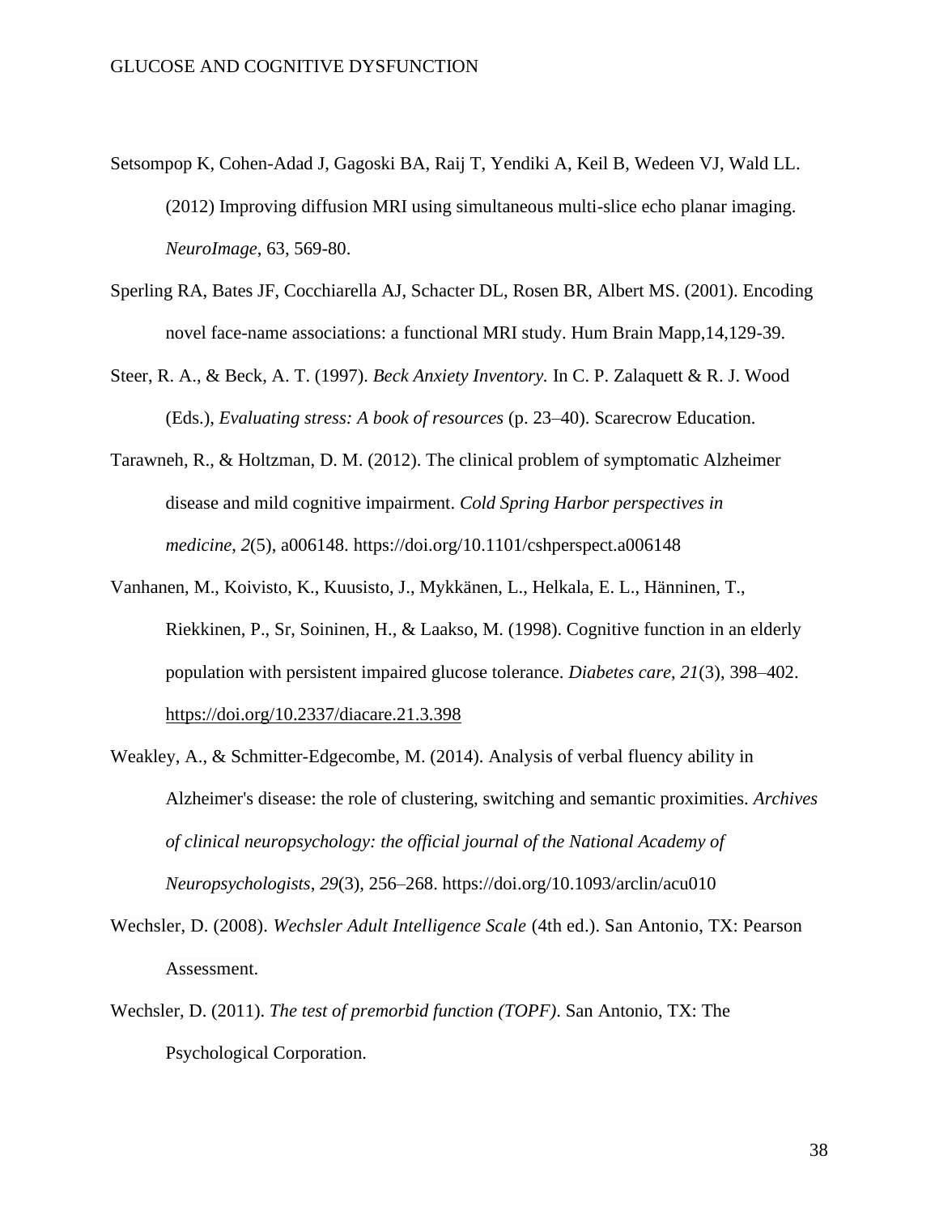Setsompop K, Cohen-Adad J, Gagoski BA, Raij T, Yendiki A, Keil B, Wedeen VJ, Wald LL. (2012) Improving diffusion MRI using simultaneous multi-slice echo planar imaging. *NeuroImage*, 63, 569-80.

Sperling RA, Bates JF, Cocchiarella AJ, Schacter DL, Rosen BR, Albert MS. (2001). Encoding novel face-name associations: a functional MRI study. Hum Brain Mapp,14,129-39.

Steer, R. A., & Beck, A. T. (1997). *Beck Anxiety Inventory.* In C. P. Zalaquett & R. J. Wood (Eds.), *Evaluating stress: A book of resources* (p. 23–40). Scarecrow Education.

Tarawneh, R., & Holtzman, D. M. (2012). The clinical problem of symptomatic Alzheimer disease and mild cognitive impairment. *Cold Spring Harbor perspectives in medicine*, *2*(5), a006148. https://doi.org/10.1101/cshperspect.a006148

Vanhanen, M., Koivisto, K., Kuusisto, J., Mykkänen, L., Helkala, E. L., Hänninen, T., Riekkinen, P., Sr, Soininen, H., & Laakso, M. (1998). Cognitive function in an elderly population with persistent impaired glucose tolerance. *Diabetes care*, *21*(3), 398–402. https://doi.org/10.2337/diacare.21.3.398

Weakley, A., & Schmitter-Edgecombe, M. (2014). Analysis of verbal fluency ability in Alzheimer's disease: the role of clustering, switching and semantic proximities. *Archives of clinical neuropsychology: the official journal of the National Academy of Neuropsychologists*, *29*(3), 256–268. https://doi.org/10.1093/arclin/acu010

Wechsler, D. (2008). *Wechsler Adult Intelligence Scale* (4th ed.). San Antonio, TX: Pearson Assessment.

Wechsler, D. (2011). *The test of premorbid function (TOPF).* San Antonio, TX: The Psychological Corporation.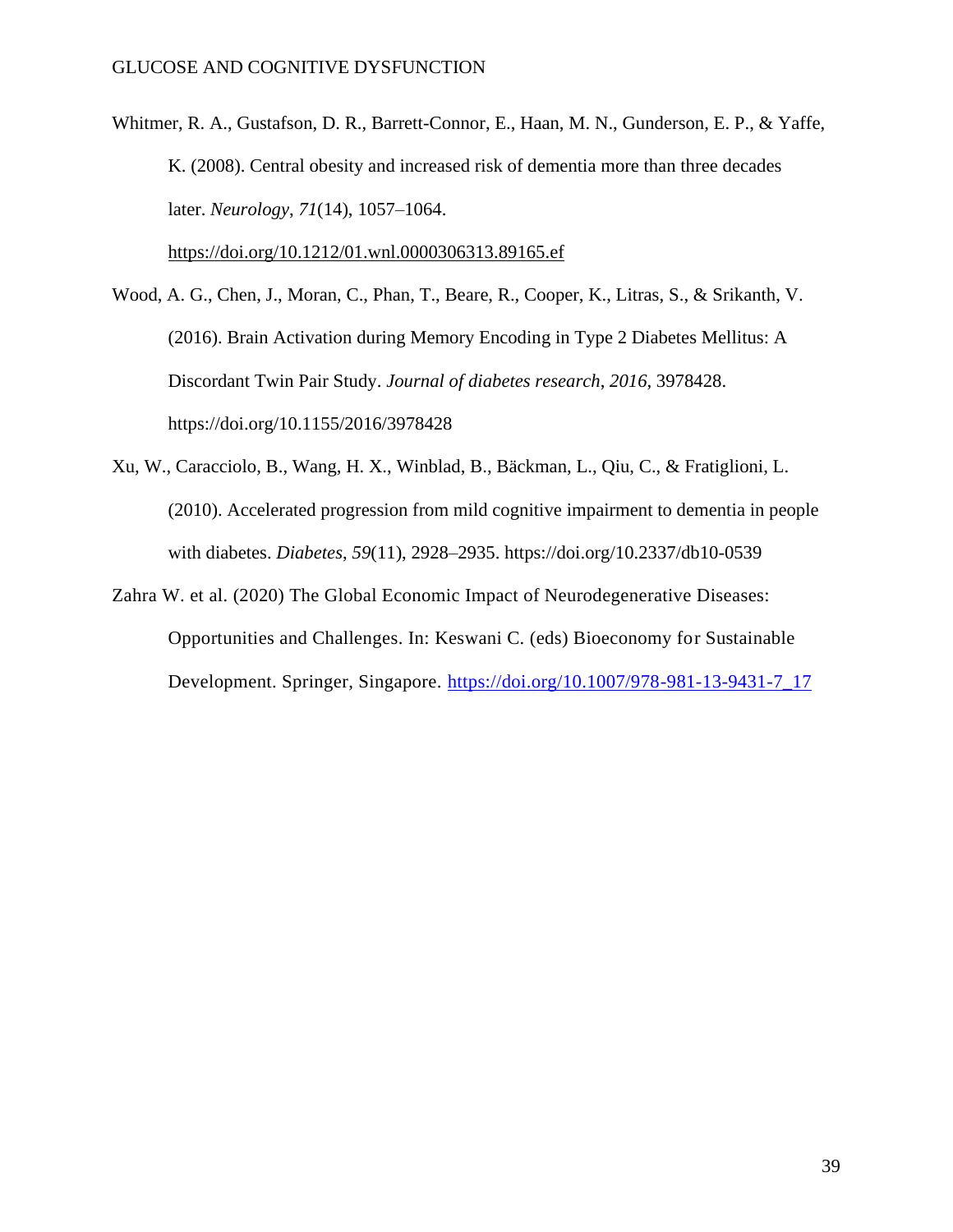Whitmer, R. A., Gustafson, D. R., Barrett-Connor, E., Haan, M. N., Gunderson, E. P., & Yaffe, K. (2008). Central obesity and increased risk of dementia more than three decades later. *Neurology*, *71*(14), 1057–1064. https://doi.org/10.1212/01.wnl.0000306313.89165.ef

Wood, A. G., Chen, J., Moran, C., Phan, T., Beare, R., Cooper, K., Litras, S., & Srikanth, V. (2016). Brain Activation during Memory Encoding in Type 2 Diabetes Mellitus: A Discordant Twin Pair Study. *Journal of diabetes research*, *2016*, 3978428. https://doi.org/10.1155/2016/3978428

Xu, W., Caracciolo, B., Wang, H. X., Winblad, B., Bäckman, L., Qiu, C., & Fratiglioni, L. (2010). Accelerated progression from mild cognitive impairment to dementia in people with diabetes. *Diabetes*, *59*(11), 2928–2935. https://doi.org/10.2337/db10-0539

Zahra W. et al. (2020) The Global Economic Impact of Neurodegenerative Diseases: Opportunities and Challenges. In: Keswani C. (eds) Bioeconomy for Sustainable Development. Springer, Singapore. https://doi.org/10.1007/978-981-13-9431-7_17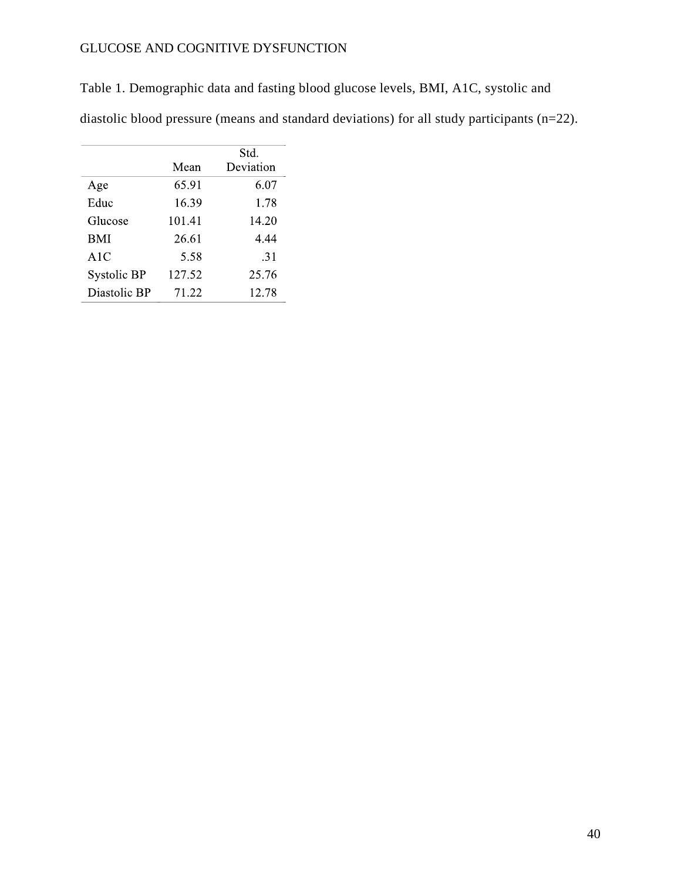Table 1. Demographic data and fasting blood glucose levels, BMI, A1C, systolic and diastolic blood pressure (means and standard deviations) for all study participants (n=22).

| | Mean | Std. Deviation |
|---|---|---|
| Age | 65.91 | 6.07 |
| Educ | 16.39 | 1.78 |
| Glucose | 101.41 | 14.20 |
| BMI | 26.61 | 4.44 |
| A1C | 5.58 | .31 |
| Systolic BP | 127.52 | 25.76 |
| Diastolic BP | 71.22 | 12.78 |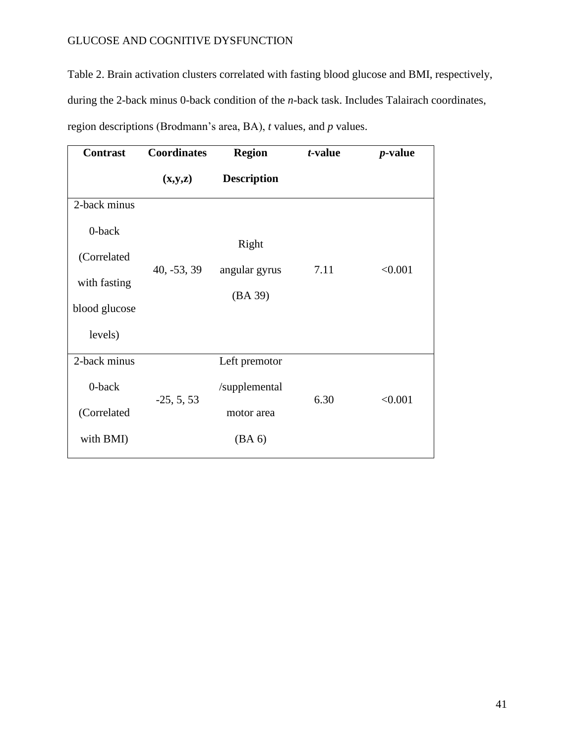Table 2. Brain activation clusters correlated with fasting blood glucose and BMI, respectively, during the 2-back minus 0-back condition of the *n*-back task. Includes Talairach coordinates, region descriptions (Brodmann's area, BA), *t* values, and *p* values.

| **Contrast** | **Coordinates (x,y,z)** | **Region Description** | ***t*-value** | ***p*-value** |
|---|---|---|---|---|
| 2-back minus 0-back (Correlated with fasting blood glucose levels) | 40, -53, 39 | Right angular gyrus (BA 39) | 7.11 | <0.001 |
| 2-back minus 0-back (Correlated with BMI) | -25, 5, 53 | Left premotor /supplemental motor area (BA 6) | 6.30 | <0.001 |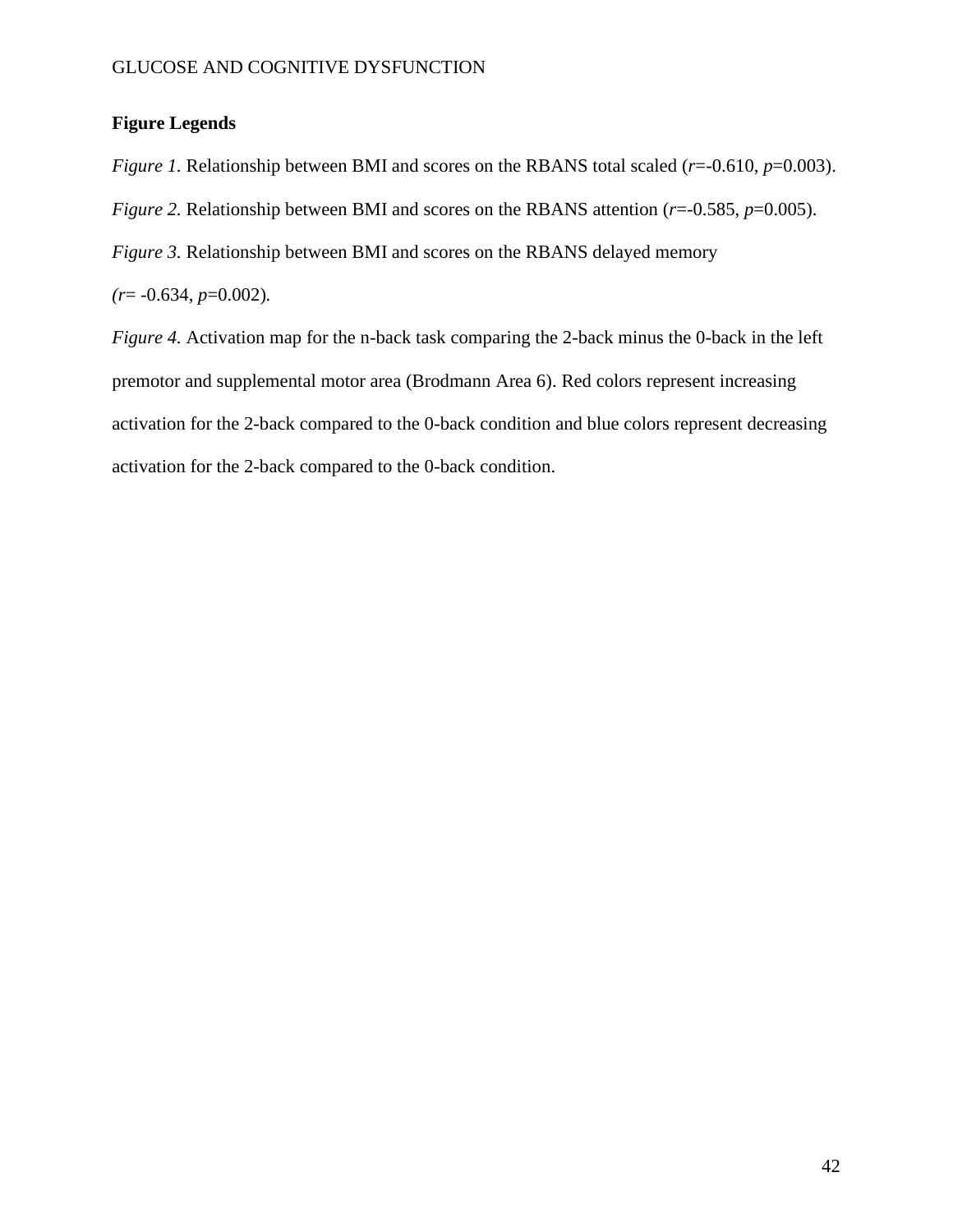**Figure Legends**

*Figure 1.* Relationship between BMI and scores on the RBANS total scaled ($r$=-0.610, $p$=0.003).

*Figure 2.* Relationship between BMI and scores on the RBANS attention ($r$=-0.585, $p$=0.005).

*Figure 3.* Relationship between BMI and scores on the RBANS delayed memory ($r$= -0.634, $p$=0.002).

*Figure 4.* Activation map for the n-back task comparing the 2-back minus the 0-back in the left premotor and supplemental motor area (Brodmann Area 6). Red colors represent increasing activation for the 2-back compared to the 0-back condition and blue colors represent decreasing activation for the 2-back compared to the 0-back condition.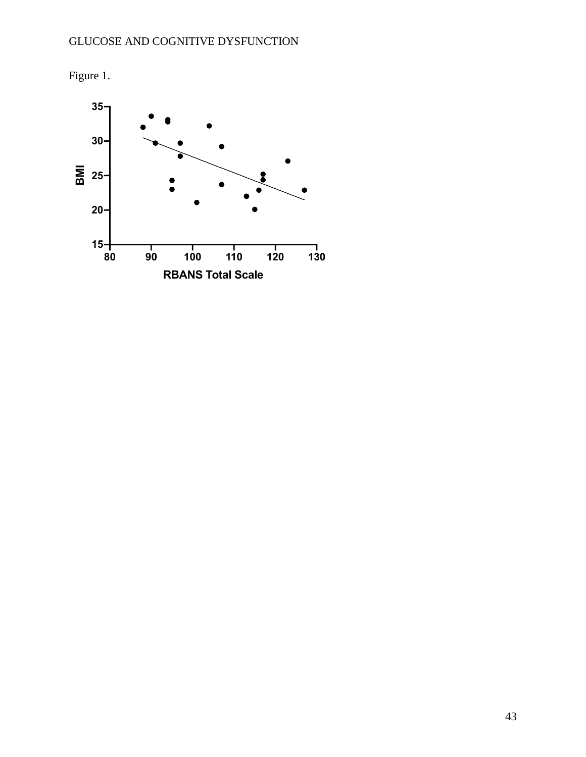Figure 1.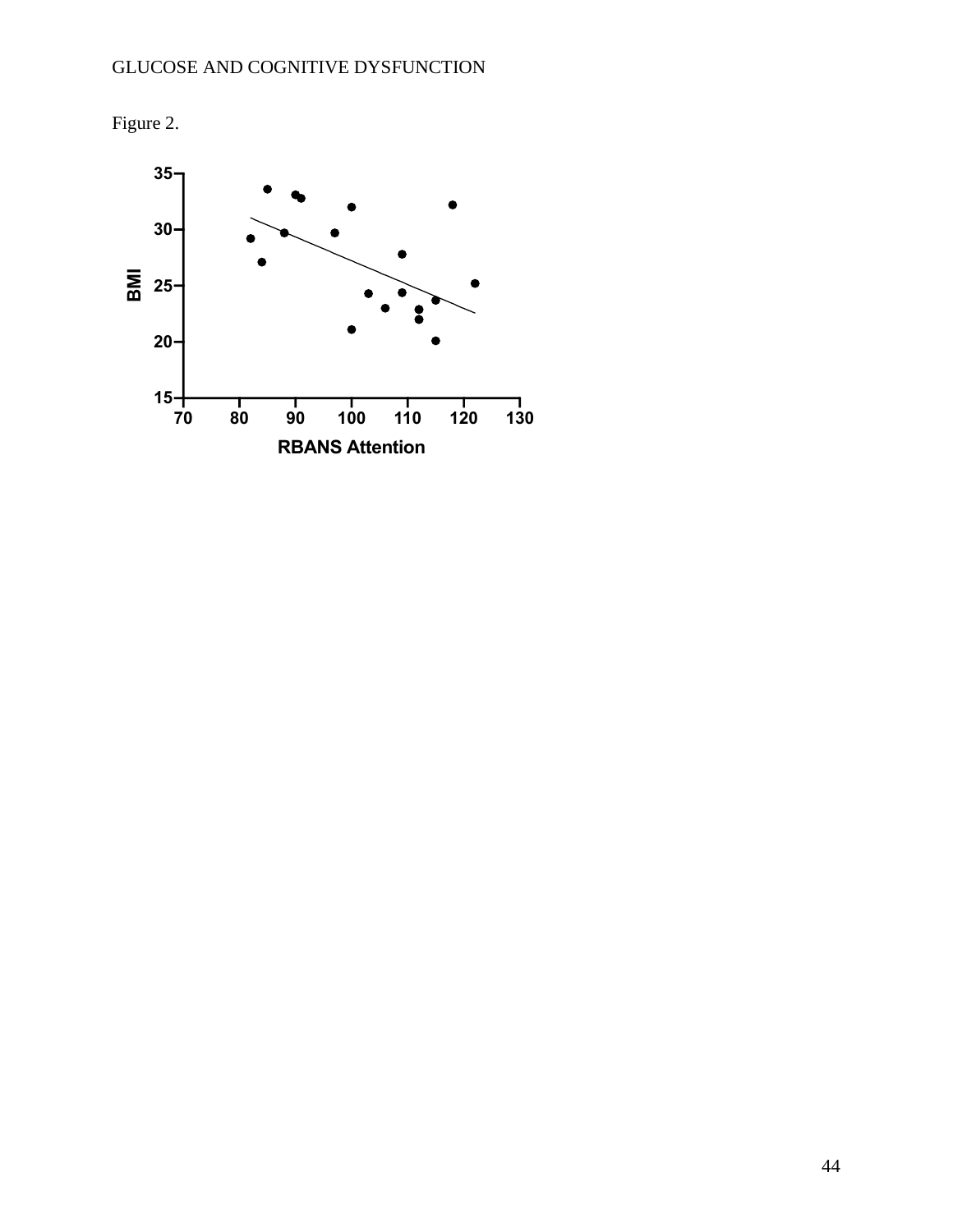Figure 2.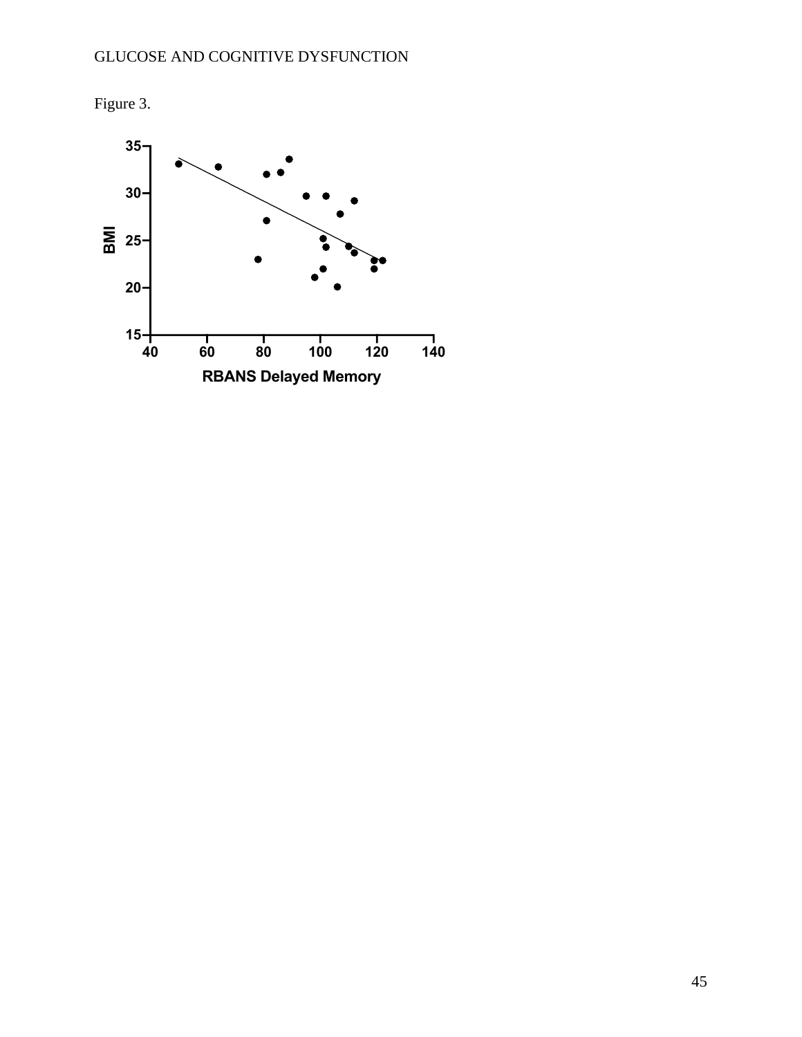Figure 3.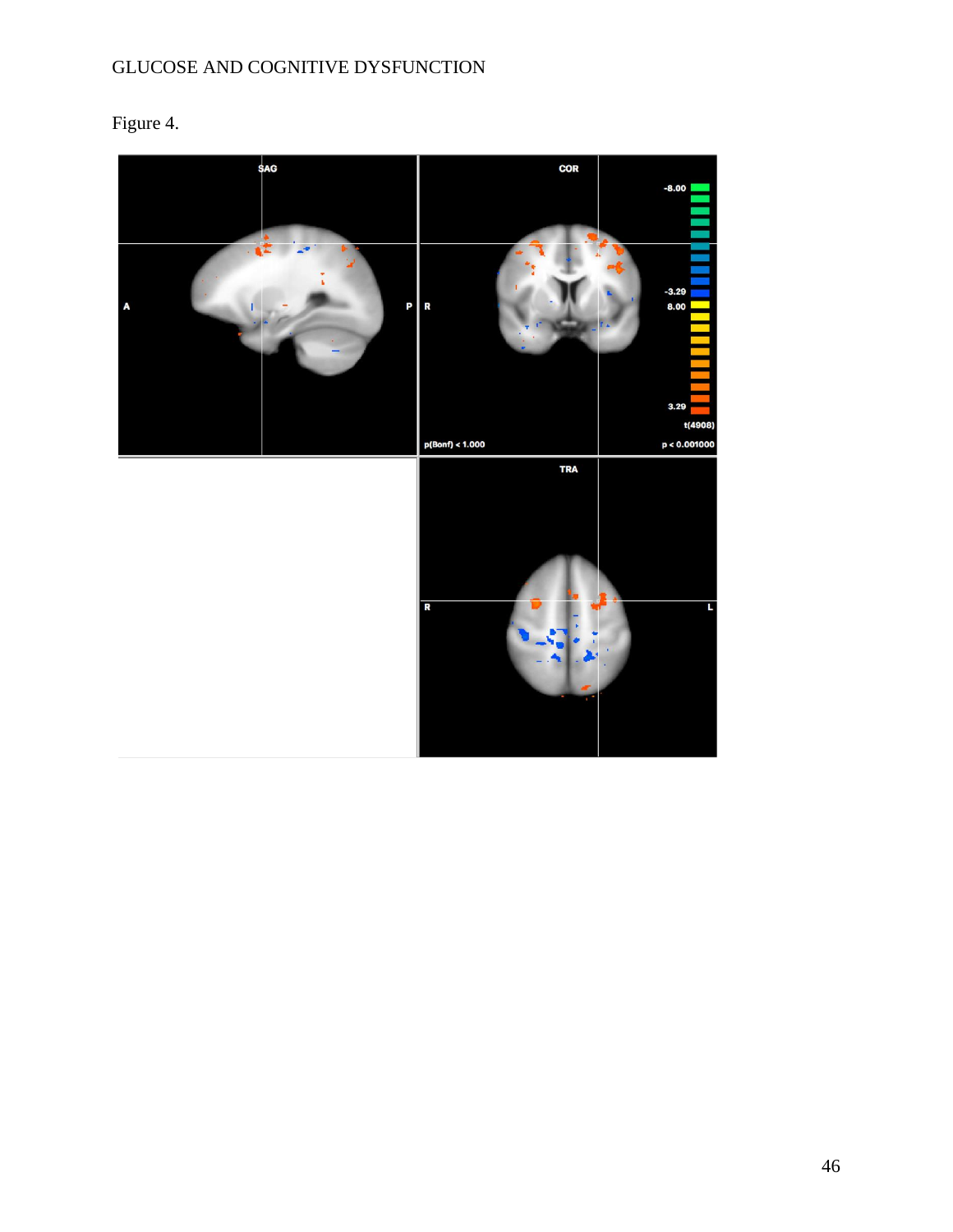Figure 4.

SAG

COR

A

P

R

-8.00

-3.29

8.00

3.29

t(4908)

p(Bonf) < 1.000

p < 0.001000

TRA

R

L